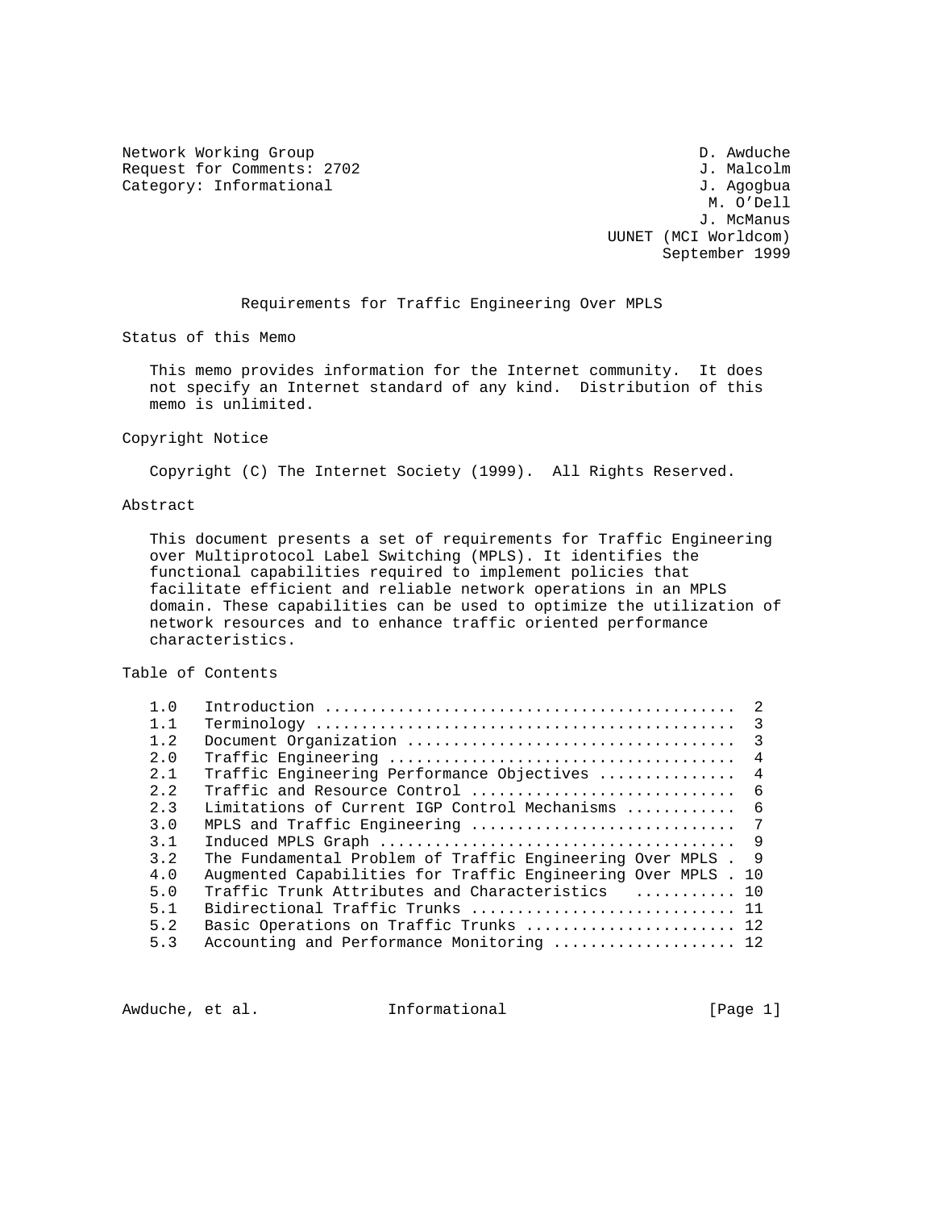Network Working Group D. Awduche
Request for Comments: 2702 J. Malcolm
Category: Informational J. Agogbua
M. O'Dell
J. McManus
UUNET (MCI Worldcom)
September 1999

# Requirements for Traffic Engineering Over MPLS

## Status of this Memo

This memo provides information for the Internet community. It does not specify an Internet standard of any kind. Distribution of this memo is unlimited.

## Copyright Notice

Copyright (C) The Internet Society (1999). All Rights Reserved.

## Abstract

This document presents a set of requirements for Traffic Engineering over Multiprotocol Label Switching (MPLS). It identifies the functional capabilities required to implement policies that facilitate efficient and reliable network operations in an MPLS domain. These capabilities can be used to optimize the utilization of network resources and to enhance traffic oriented performance characteristics.

## Table of Contents

```
1.0   Introduction ............................................  2
1.1   Terminology .............................................  3
1.2   Document Organization ...................................  3
2.0   Traffic Engineering .....................................  4
2.1   Traffic Engineering Performance Objectives ...............  4
2.2   Traffic and Resource Control ............................  6
2.3   Limitations of Current IGP Control Mechanisms ............  6
3.0   MPLS and Traffic Engineering ............................  7
3.1   Induced MPLS Graph ......................................  9
3.2   The Fundamental Problem of Traffic Engineering Over MPLS .  9
4.0   Augmented Capabilities for Traffic Engineering Over MPLS . 10
5.0   Traffic Trunk Attributes and Characteristics  .......... 10
5.1   Bidirectional Traffic Trunks ............................ 11
5.2   Basic Operations on Traffic Trunks ...................... 12
5.3   Accounting and Performance Monitoring ................... 12
```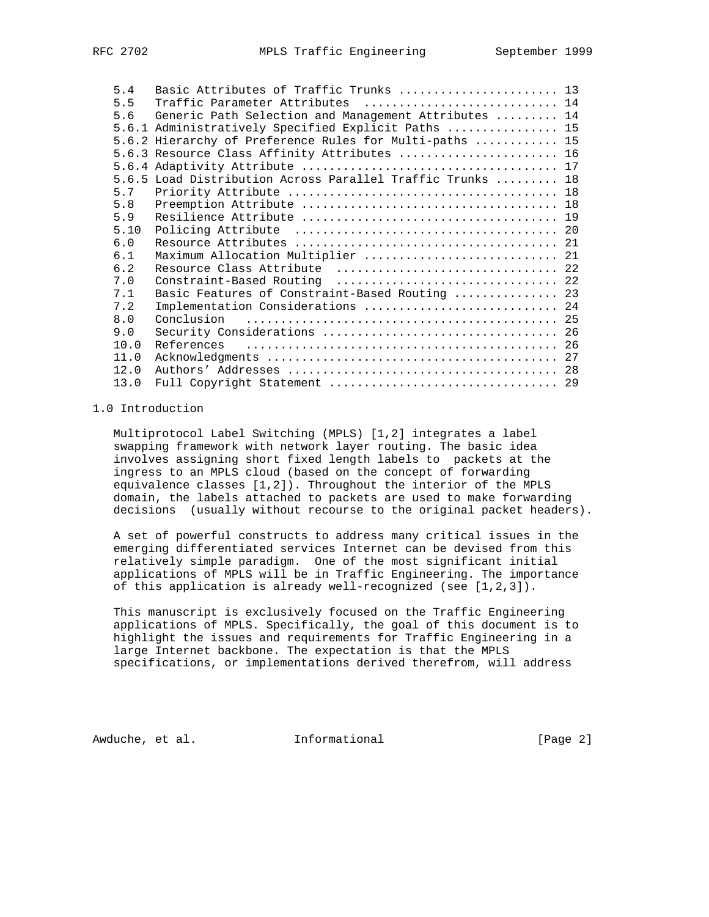| | | |
|---|---|---|
| 5.4 | Basic Attributes of Traffic Trunks | 13 |
| 5.5 | Traffic Parameter Attributes | 14 |
| 5.6 | Generic Path Selection and Management Attributes | 14 |
| 5.6.1 | Administratively Specified Explicit Paths | 15 |
| 5.6.2 | Hierarchy of Preference Rules for Multi-paths | 15 |
| 5.6.3 | Resource Class Affinity Attributes | 16 |
| 5.6.4 | Adaptivity Attribute | 17 |
| 5.6.5 | Load Distribution Across Parallel Traffic Trunks | 18 |
| 5.7 | Priority Attribute | 18 |
| 5.8 | Preemption Attribute | 18 |
| 5.9 | Resilience Attribute | 19 |
| 5.10 | Policing Attribute | 20 |
| 6.0 | Resource Attributes | 21 |
| 6.1 | Maximum Allocation Multiplier | 21 |
| 6.2 | Resource Class Attribute | 22 |
| 7.0 | Constraint-Based Routing | 22 |
| 7.1 | Basic Features of Constraint-Based Routing | 23 |
| 7.2 | Implementation Considerations | 24 |
| 8.0 | Conclusion | 25 |
| 9.0 | Security Considerations | 26 |
| 10.0 | References | 26 |
| 11.0 | Acknowledgments | 27 |
| 12.0 | Authors' Addresses | 28 |
| 13.0 | Full Copyright Statement | 29 |

## 1.0 Introduction

Multiprotocol Label Switching (MPLS) [1,2] integrates a label swapping framework with network layer routing. The basic idea involves assigning short fixed length labels to packets at the ingress to an MPLS cloud (based on the concept of forwarding equivalence classes [1,2]). Throughout the interior of the MPLS domain, the labels attached to packets are used to make forwarding decisions (usually without recourse to the original packet headers).

A set of powerful constructs to address many critical issues in the emerging differentiated services Internet can be devised from this relatively simple paradigm. One of the most significant initial applications of MPLS will be in Traffic Engineering. The importance of this application is already well-recognized (see [1,2,3]).

This manuscript is exclusively focused on the Traffic Engineering applications of MPLS. Specifically, the goal of this document is to highlight the issues and requirements for Traffic Engineering in a large Internet backbone. The expectation is that the MPLS specifications, or implementations derived therefrom, will address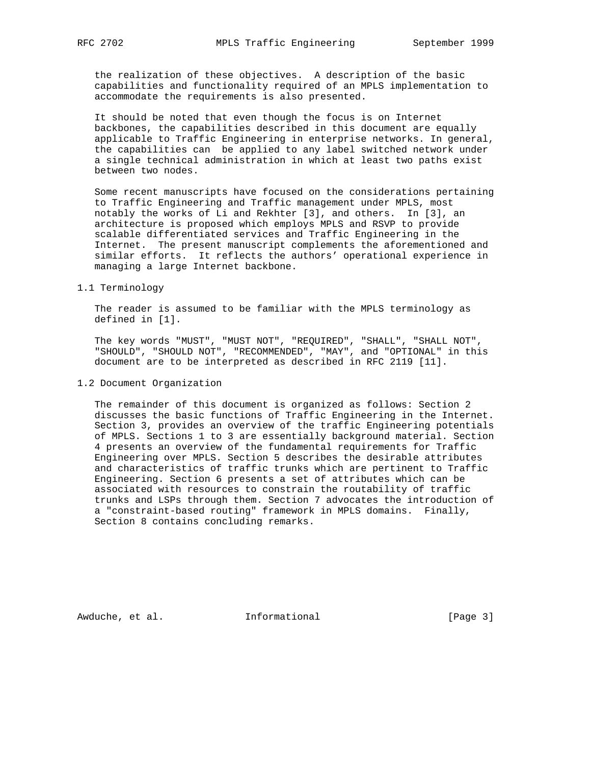the realization of these objectives. A description of the basic capabilities and functionality required of an MPLS implementation to accommodate the requirements is also presented.

It should be noted that even though the focus is on Internet backbones, the capabilities described in this document are equally applicable to Traffic Engineering in enterprise networks. In general, the capabilities can be applied to any label switched network under a single technical administration in which at least two paths exist between two nodes.

Some recent manuscripts have focused on the considerations pertaining to Traffic Engineering and Traffic management under MPLS, most notably the works of Li and Rekhter [3], and others. In [3], an architecture is proposed which employs MPLS and RSVP to provide scalable differentiated services and Traffic Engineering in the Internet. The present manuscript complements the aforementioned and similar efforts. It reflects the authors' operational experience in managing a large Internet backbone.

## 1.1 Terminology

The reader is assumed to be familiar with the MPLS terminology as defined in [1].

The key words "MUST", "MUST NOT", "REQUIRED", "SHALL", "SHALL NOT", "SHOULD", "SHOULD NOT", "RECOMMENDED", "MAY", and "OPTIONAL" in this document are to be interpreted as described in RFC 2119 [11].

## 1.2 Document Organization

The remainder of this document is organized as follows: Section 2 discusses the basic functions of Traffic Engineering in the Internet. Section 3, provides an overview of the traffic Engineering potentials of MPLS. Sections 1 to 3 are essentially background material. Section 4 presents an overview of the fundamental requirements for Traffic Engineering over MPLS. Section 5 describes the desirable attributes and characteristics of traffic trunks which are pertinent to Traffic Engineering. Section 6 presents a set of attributes which can be associated with resources to constrain the routability of traffic trunks and LSPs through them. Section 7 advocates the introduction of a "constraint-based routing" framework in MPLS domains. Finally, Section 8 contains concluding remarks.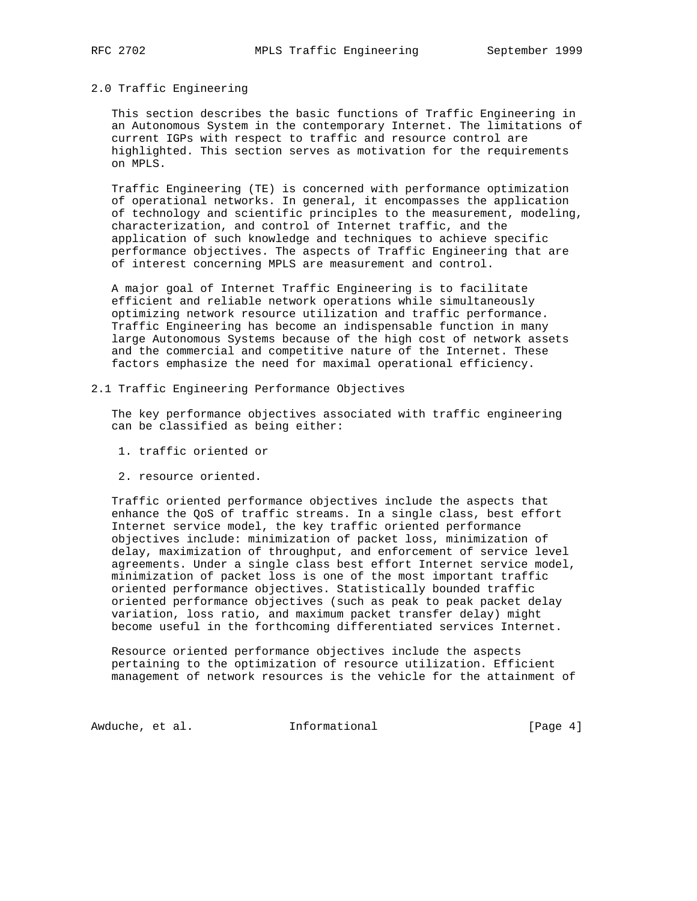## 2.0 Traffic Engineering

This section describes the basic functions of Traffic Engineering in an Autonomous System in the contemporary Internet. The limitations of current IGPs with respect to traffic and resource control are highlighted. This section serves as motivation for the requirements on MPLS.

Traffic Engineering (TE) is concerned with performance optimization of operational networks. In general, it encompasses the application of technology and scientific principles to the measurement, modeling, characterization, and control of Internet traffic, and the application of such knowledge and techniques to achieve specific performance objectives. The aspects of Traffic Engineering that are of interest concerning MPLS are measurement and control.

A major goal of Internet Traffic Engineering is to facilitate efficient and reliable network operations while simultaneously optimizing network resource utilization and traffic performance. Traffic Engineering has become an indispensable function in many large Autonomous Systems because of the high cost of network assets and the commercial and competitive nature of the Internet. These factors emphasize the need for maximal operational efficiency.

### 2.1 Traffic Engineering Performance Objectives

The key performance objectives associated with traffic engineering can be classified as being either:

1. traffic oriented or

2. resource oriented.

Traffic oriented performance objectives include the aspects that enhance the QoS of traffic streams. In a single class, best effort Internet service model, the key traffic oriented performance objectives include: minimization of packet loss, minimization of delay, maximization of throughput, and enforcement of service level agreements. Under a single class best effort Internet service model, minimization of packet loss is one of the most important traffic oriented performance objectives. Statistically bounded traffic oriented performance objectives (such as peak to peak packet delay variation, loss ratio, and maximum packet transfer delay) might become useful in the forthcoming differentiated services Internet.

Resource oriented performance objectives include the aspects pertaining to the optimization of resource utilization. Efficient management of network resources is the vehicle for the attainment of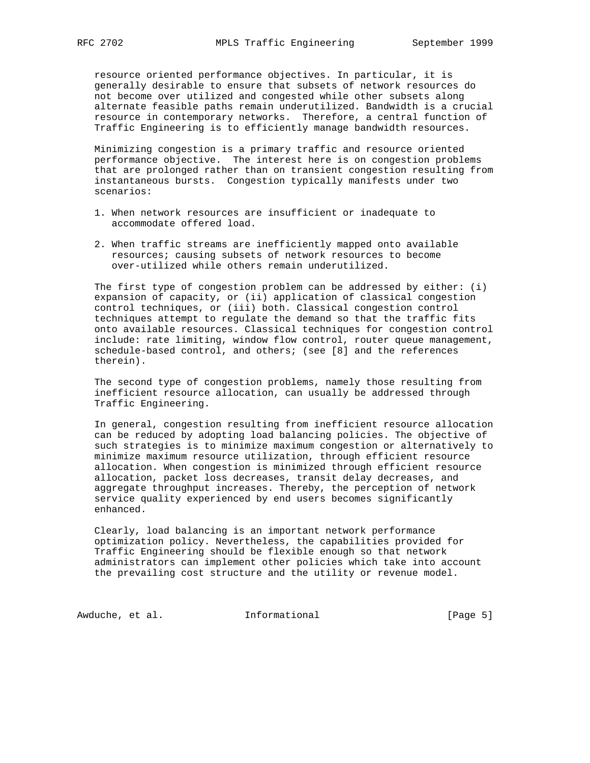resource oriented performance objectives. In particular, it is generally desirable to ensure that subsets of network resources do not become over utilized and congested while other subsets along alternate feasible paths remain underutilized. Bandwidth is a crucial resource in contemporary networks. Therefore, a central function of Traffic Engineering is to efficiently manage bandwidth resources.

Minimizing congestion is a primary traffic and resource oriented performance objective. The interest here is on congestion problems that are prolonged rather than on transient congestion resulting from instantaneous bursts. Congestion typically manifests under two scenarios:

1. When network resources are insufficient or inadequate to accommodate offered load.

2. When traffic streams are inefficiently mapped onto available resources; causing subsets of network resources to become over-utilized while others remain underutilized.

The first type of congestion problem can be addressed by either: (i) expansion of capacity, or (ii) application of classical congestion control techniques, or (iii) both. Classical congestion control techniques attempt to regulate the demand so that the traffic fits onto available resources. Classical techniques for congestion control include: rate limiting, window flow control, router queue management, schedule-based control, and others; (see [8] and the references therein).

The second type of congestion problems, namely those resulting from inefficient resource allocation, can usually be addressed through Traffic Engineering.

In general, congestion resulting from inefficient resource allocation can be reduced by adopting load balancing policies. The objective of such strategies is to minimize maximum congestion or alternatively to minimize maximum resource utilization, through efficient resource allocation. When congestion is minimized through efficient resource allocation, packet loss decreases, transit delay decreases, and aggregate throughput increases. Thereby, the perception of network service quality experienced by end users becomes significantly enhanced.

Clearly, load balancing is an important network performance optimization policy. Nevertheless, the capabilities provided for Traffic Engineering should be flexible enough so that network administrators can implement other policies which take into account the prevailing cost structure and the utility or revenue model.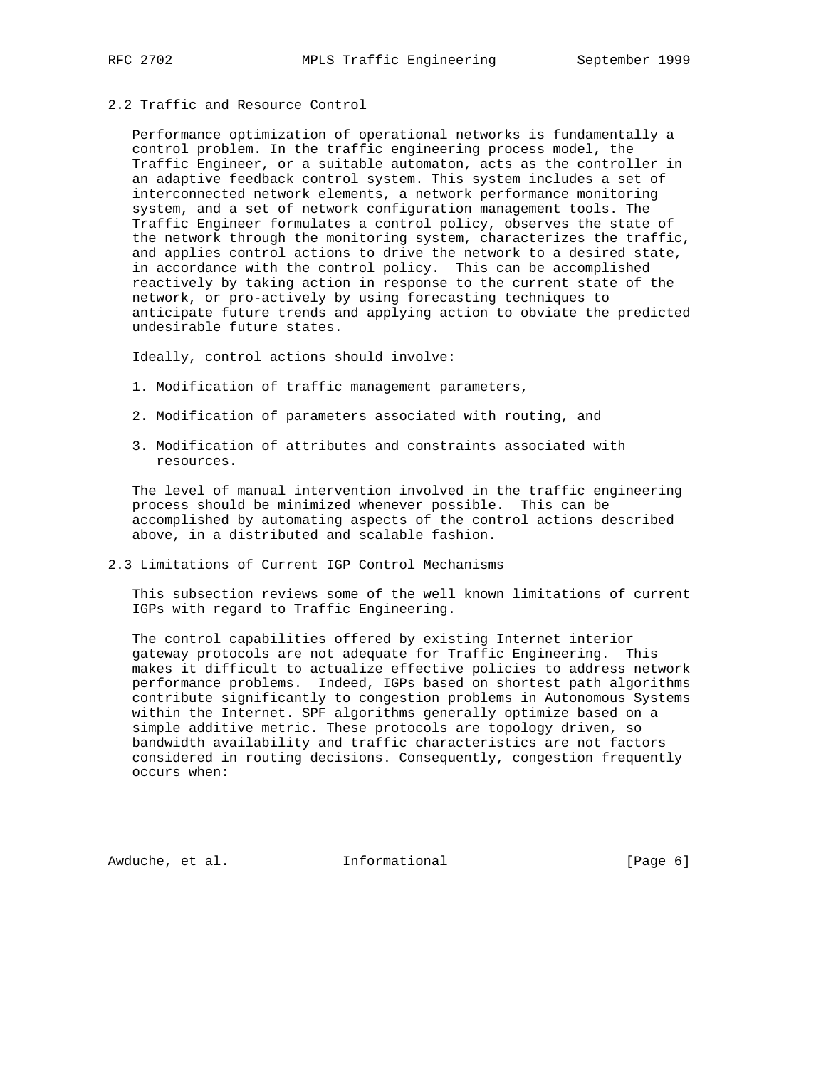## 2.2 Traffic and Resource Control

Performance optimization of operational networks is fundamentally a control problem. In the traffic engineering process model, the Traffic Engineer, or a suitable automaton, acts as the controller in an adaptive feedback control system. This system includes a set of interconnected network elements, a network performance monitoring system, and a set of network configuration management tools. The Traffic Engineer formulates a control policy, observes the state of the network through the monitoring system, characterizes the traffic, and applies control actions to drive the network to a desired state, in accordance with the control policy. This can be accomplished reactively by taking action in response to the current state of the network, or pro-actively by using forecasting techniques to anticipate future trends and applying action to obviate the predicted undesirable future states.

Ideally, control actions should involve:

1. Modification of traffic management parameters,
2. Modification of parameters associated with routing, and
3. Modification of attributes and constraints associated with resources.

The level of manual intervention involved in the traffic engineering process should be minimized whenever possible. This can be accomplished by automating aspects of the control actions described above, in a distributed and scalable fashion.

## 2.3 Limitations of Current IGP Control Mechanisms

This subsection reviews some of the well known limitations of current IGPs with regard to Traffic Engineering.

The control capabilities offered by existing Internet interior gateway protocols are not adequate for Traffic Engineering. This makes it difficult to actualize effective policies to address network performance problems. Indeed, IGPs based on shortest path algorithms contribute significantly to congestion problems in Autonomous Systems within the Internet. SPF algorithms generally optimize based on a simple additive metric. These protocols are topology driven, so bandwidth availability and traffic characteristics are not factors considered in routing decisions. Consequently, congestion frequently occurs when: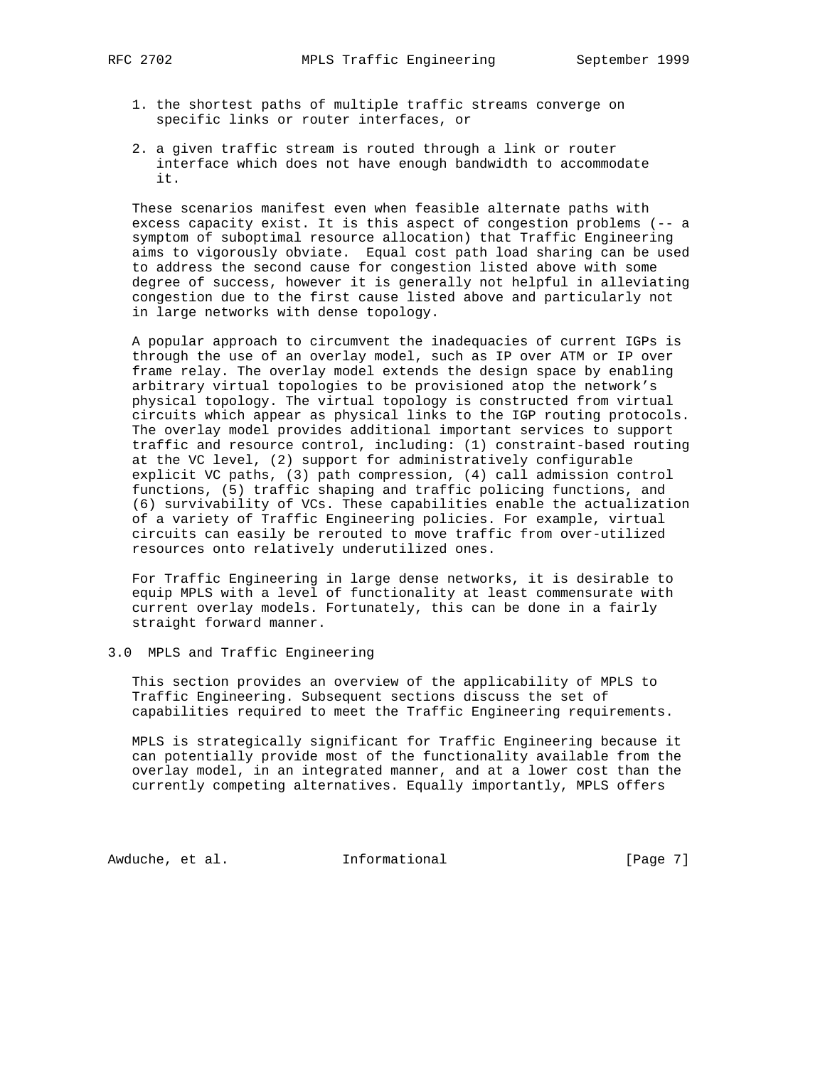1. the shortest paths of multiple traffic streams converge on specific links or router interfaces, or

2. a given traffic stream is routed through a link or router interface which does not have enough bandwidth to accommodate it.

These scenarios manifest even when feasible alternate paths with excess capacity exist. It is this aspect of congestion problems (-- a symptom of suboptimal resource allocation) that Traffic Engineering aims to vigorously obviate. Equal cost path load sharing can be used to address the second cause for congestion listed above with some degree of success, however it is generally not helpful in alleviating congestion due to the first cause listed above and particularly not in large networks with dense topology.

A popular approach to circumvent the inadequacies of current IGPs is through the use of an overlay model, such as IP over ATM or IP over frame relay. The overlay model extends the design space by enabling arbitrary virtual topologies to be provisioned atop the network's physical topology. The virtual topology is constructed from virtual circuits which appear as physical links to the IGP routing protocols. The overlay model provides additional important services to support traffic and resource control, including: (1) constraint-based routing at the VC level, (2) support for administratively configurable explicit VC paths, (3) path compression, (4) call admission control functions, (5) traffic shaping and traffic policing functions, and (6) survivability of VCs. These capabilities enable the actualization of a variety of Traffic Engineering policies. For example, virtual circuits can easily be rerouted to move traffic from over-utilized resources onto relatively underutilized ones.

For Traffic Engineering in large dense networks, it is desirable to equip MPLS with a level of functionality at least commensurate with current overlay models. Fortunately, this can be done in a fairly straight forward manner.

## 3.0 MPLS and Traffic Engineering

This section provides an overview of the applicability of MPLS to Traffic Engineering. Subsequent sections discuss the set of capabilities required to meet the Traffic Engineering requirements.

MPLS is strategically significant for Traffic Engineering because it can potentially provide most of the functionality available from the overlay model, in an integrated manner, and at a lower cost than the currently competing alternatives. Equally importantly, MPLS offers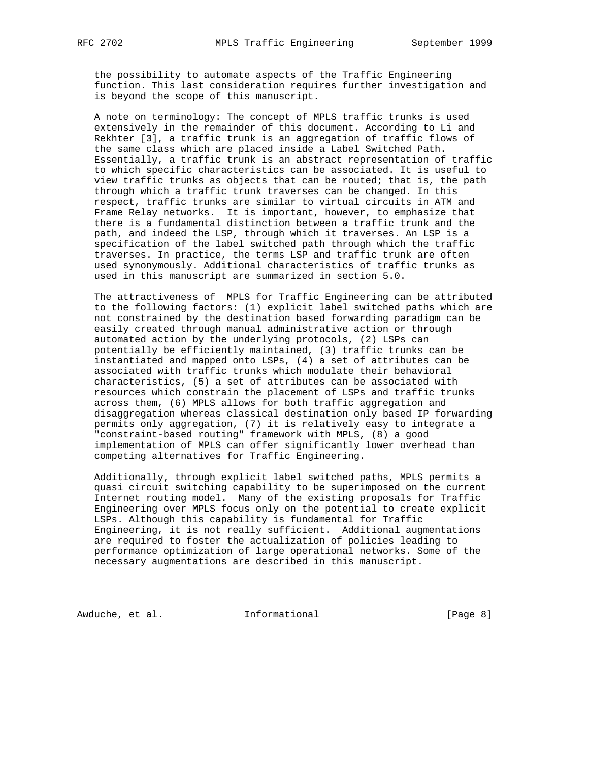the possibility to automate aspects of the Traffic Engineering function. This last consideration requires further investigation and is beyond the scope of this manuscript.

A note on terminology: The concept of MPLS traffic trunks is used extensively in the remainder of this document. According to Li and Rekhter [3], a traffic trunk is an aggregation of traffic flows of the same class which are placed inside a Label Switched Path. Essentially, a traffic trunk is an abstract representation of traffic to which specific characteristics can be associated. It is useful to view traffic trunks as objects that can be routed; that is, the path through which a traffic trunk traverses can be changed. In this respect, traffic trunks are similar to virtual circuits in ATM and Frame Relay networks. It is important, however, to emphasize that there is a fundamental distinction between a traffic trunk and the path, and indeed the LSP, through which it traverses. An LSP is a specification of the label switched path through which the traffic traverses. In practice, the terms LSP and traffic trunk are often used synonymously. Additional characteristics of traffic trunks as used in this manuscript are summarized in section 5.0.

The attractiveness of MPLS for Traffic Engineering can be attributed to the following factors: (1) explicit label switched paths which are not constrained by the destination based forwarding paradigm can be easily created through manual administrative action or through automated action by the underlying protocols, (2) LSPs can potentially be efficiently maintained, (3) traffic trunks can be instantiated and mapped onto LSPs, (4) a set of attributes can be associated with traffic trunks which modulate their behavioral characteristics, (5) a set of attributes can be associated with resources which constrain the placement of LSPs and traffic trunks across them, (6) MPLS allows for both traffic aggregation and disaggregation whereas classical destination only based IP forwarding permits only aggregation, (7) it is relatively easy to integrate a "constraint-based routing" framework with MPLS, (8) a good implementation of MPLS can offer significantly lower overhead than competing alternatives for Traffic Engineering.

Additionally, through explicit label switched paths, MPLS permits a quasi circuit switching capability to be superimposed on the current Internet routing model. Many of the existing proposals for Traffic Engineering over MPLS focus only on the potential to create explicit LSPs. Although this capability is fundamental for Traffic Engineering, it is not really sufficient. Additional augmentations are required to foster the actualization of policies leading to performance optimization of large operational networks. Some of the necessary augmentations are described in this manuscript.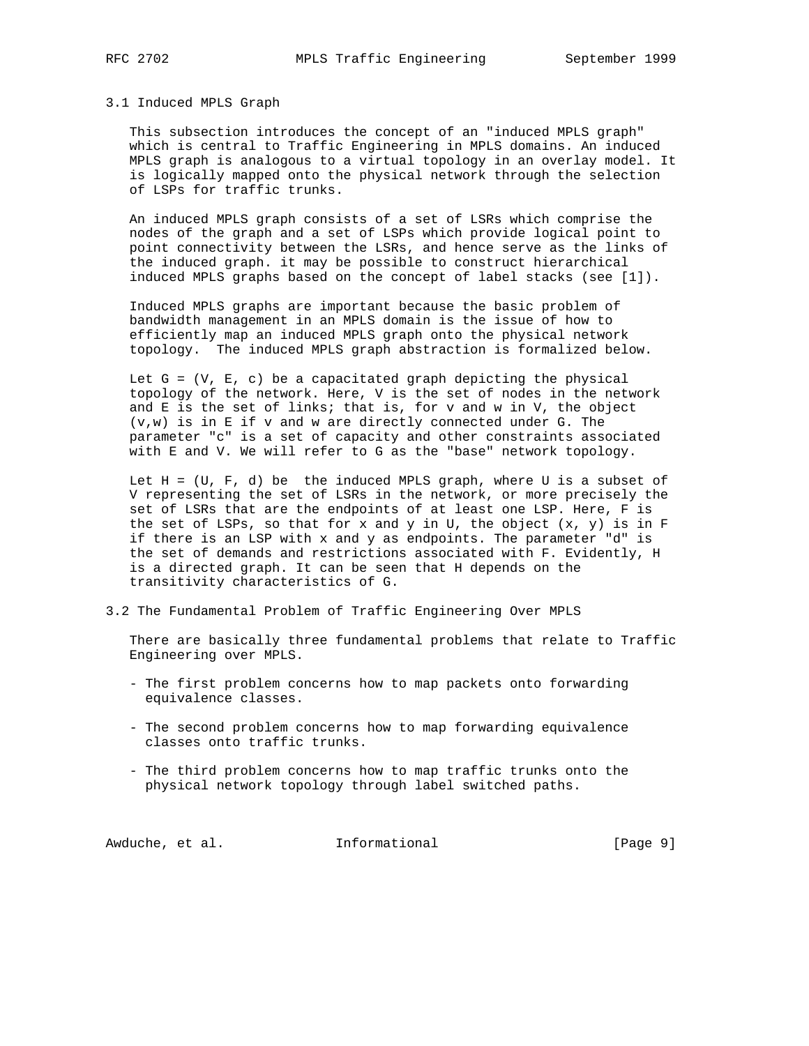### 3.1 Induced MPLS Graph

This subsection introduces the concept of an "induced MPLS graph" which is central to Traffic Engineering in MPLS domains. An induced MPLS graph is analogous to a virtual topology in an overlay model. It is logically mapped onto the physical network through the selection of LSPs for traffic trunks.

An induced MPLS graph consists of a set of LSRs which comprise the nodes of the graph and a set of LSPs which provide logical point to point connectivity between the LSRs, and hence serve as the links of the induced graph. it may be possible to construct hierarchical induced MPLS graphs based on the concept of label stacks (see [1]).

Induced MPLS graphs are important because the basic problem of bandwidth management in an MPLS domain is the issue of how to efficiently map an induced MPLS graph onto the physical network topology. The induced MPLS graph abstraction is formalized below.

Let $G = (V, E, c)$ be a capacitated graph depicting the physical topology of the network. Here, $V$ is the set of nodes in the network and $E$ is the set of links; that is, for $v$ and $w$ in $V$, the object $(v,w)$ is in $E$ if $v$ and $w$ are directly connected under $G$. The parameter "c" is a set of capacity and other constraints associated with $E$ and $V$. We will refer to $G$ as the "base" network topology.

Let $H = (U, F, d)$ be the induced MPLS graph, where $U$ is a subset of $V$ representing the set of LSRs in the network, or more precisely the set of LSRs that are the endpoints of at least one LSP. Here, $F$ is the set of LSPs, so that for $x$ and $y$ in $U$, the object $(x, y)$ is in $F$ if there is an LSP with $x$ and $y$ as endpoints. The parameter "d" is the set of demands and restrictions associated with $F$. Evidently, $H$ is a directed graph. It can be seen that $H$ depends on the transitivity characteristics of $G$.

### 3.2 The Fundamental Problem of Traffic Engineering Over MPLS

There are basically three fundamental problems that relate to Traffic Engineering over MPLS.

- The first problem concerns how to map packets onto forwarding equivalence classes.
- The second problem concerns how to map forwarding equivalence classes onto traffic trunks.
- The third problem concerns how to map traffic trunks onto the physical network topology through label switched paths.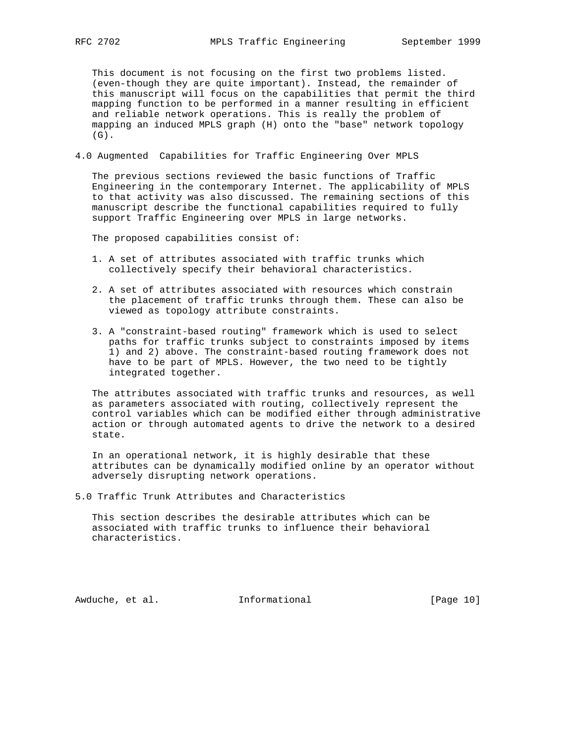This document is not focusing on the first two problems listed. (even-though they are quite important). Instead, the remainder of this manuscript will focus on the capabilities that permit the third mapping function to be performed in a manner resulting in efficient and reliable network operations. This is really the problem of mapping an induced MPLS graph (H) onto the "base" network topology (G).

## 4.0 Augmented Capabilities for Traffic Engineering Over MPLS

The previous sections reviewed the basic functions of Traffic Engineering in the contemporary Internet. The applicability of MPLS to that activity was also discussed. The remaining sections of this manuscript describe the functional capabilities required to fully support Traffic Engineering over MPLS in large networks.

The proposed capabilities consist of:

1. A set of attributes associated with traffic trunks which collectively specify their behavioral characteristics.

2. A set of attributes associated with resources which constrain the placement of traffic trunks through them. These can also be viewed as topology attribute constraints.

3. A "constraint-based routing" framework which is used to select paths for traffic trunks subject to constraints imposed by items 1) and 2) above. The constraint-based routing framework does not have to be part of MPLS. However, the two need to be tightly integrated together.

The attributes associated with traffic trunks and resources, as well as parameters associated with routing, collectively represent the control variables which can be modified either through administrative action or through automated agents to drive the network to a desired state.

In an operational network, it is highly desirable that these attributes can be dynamically modified online by an operator without adversely disrupting network operations.

## 5.0 Traffic Trunk Attributes and Characteristics

This section describes the desirable attributes which can be associated with traffic trunks to influence their behavioral characteristics.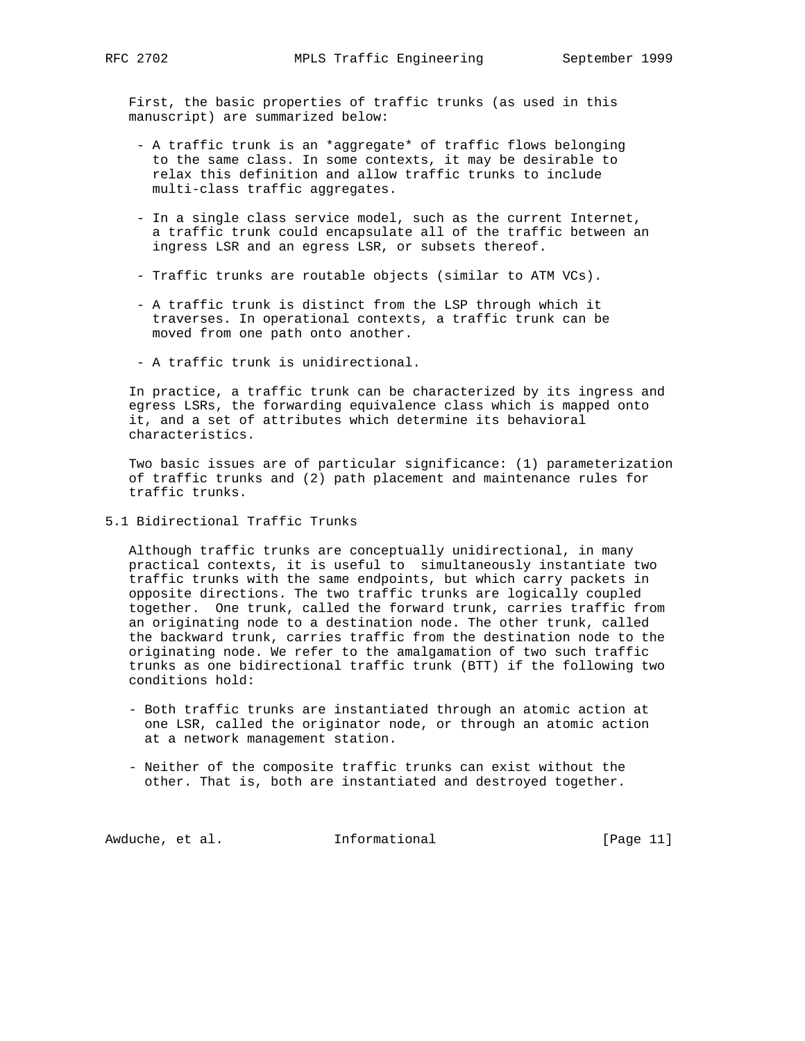First, the basic properties of traffic trunks (as used in this manuscript) are summarized below:

- A traffic trunk is an *aggregate* of traffic flows belonging to the same class. In some contexts, it may be desirable to relax this definition and allow traffic trunks to include multi-class traffic aggregates.

- In a single class service model, such as the current Internet, a traffic trunk could encapsulate all of the traffic between an ingress LSR and an egress LSR, or subsets thereof.

- Traffic trunks are routable objects (similar to ATM VCs).

- A traffic trunk is distinct from the LSP through which it traverses. In operational contexts, a traffic trunk can be moved from one path onto another.

- A traffic trunk is unidirectional.

In practice, a traffic trunk can be characterized by its ingress and egress LSRs, the forwarding equivalence class which is mapped onto it, and a set of attributes which determine its behavioral characteristics.

Two basic issues are of particular significance: (1) parameterization of traffic trunks and (2) path placement and maintenance rules for traffic trunks.

## 5.1 Bidirectional Traffic Trunks

Although traffic trunks are conceptually unidirectional, in many practical contexts, it is useful to simultaneously instantiate two traffic trunks with the same endpoints, but which carry packets in opposite directions. The two traffic trunks are logically coupled together. One trunk, called the forward trunk, carries traffic from an originating node to a destination node. The other trunk, called the backward trunk, carries traffic from the destination node to the originating node. We refer to the amalgamation of two such traffic trunks as one bidirectional traffic trunk (BTT) if the following two conditions hold:

- Both traffic trunks are instantiated through an atomic action at one LSR, called the originator node, or through an atomic action at a network management station.

- Neither of the composite traffic trunks can exist without the other. That is, both are instantiated and destroyed together.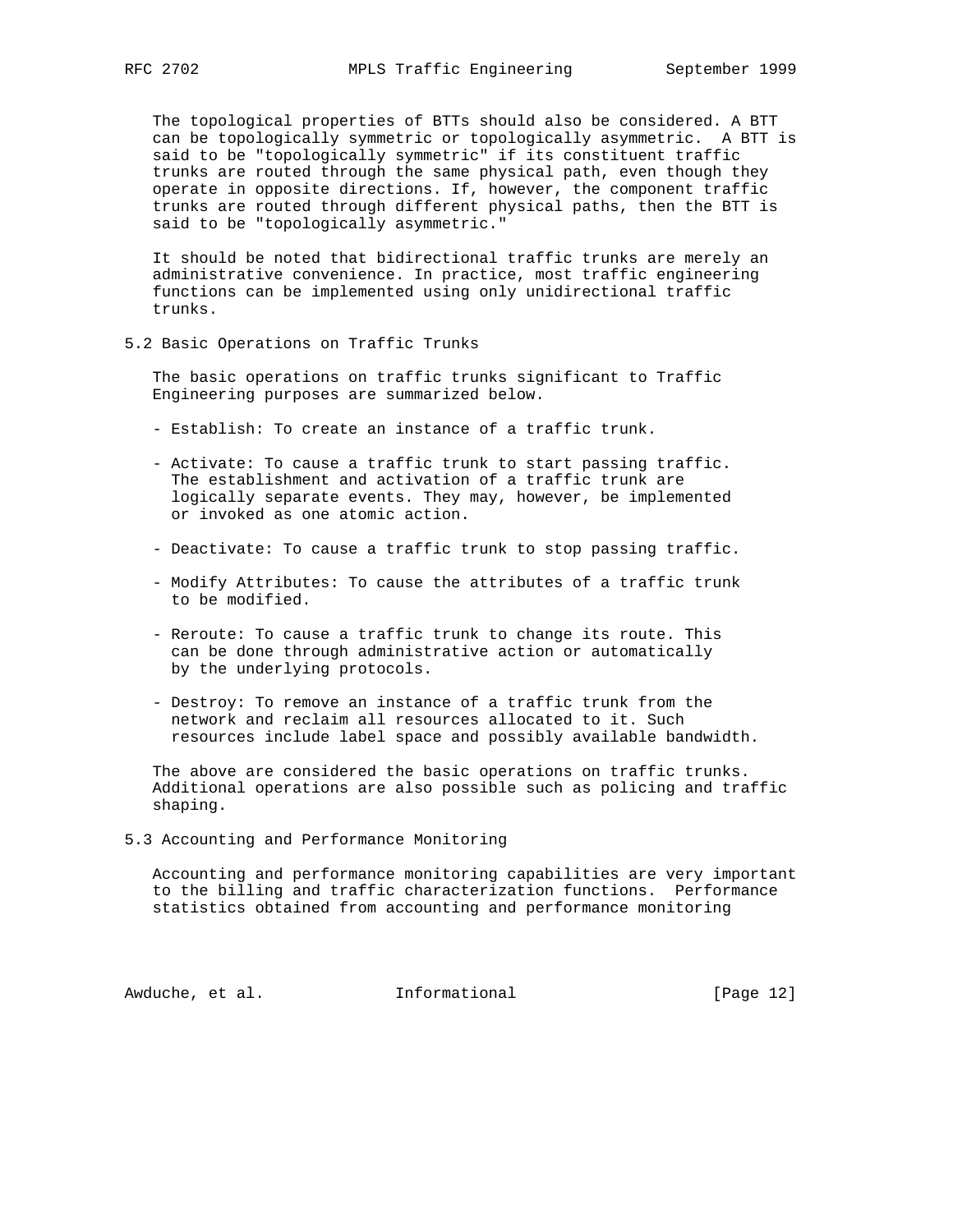The topological properties of BTTs should also be considered. A BTT can be topologically symmetric or topologically asymmetric. A BTT is said to be "topologically symmetric" if its constituent traffic trunks are routed through the same physical path, even though they operate in opposite directions. If, however, the component traffic trunks are routed through different physical paths, then the BTT is said to be "topologically asymmetric."

It should be noted that bidirectional traffic trunks are merely an administrative convenience. In practice, most traffic engineering functions can be implemented using only unidirectional traffic trunks.

## 5.2 Basic Operations on Traffic Trunks

The basic operations on traffic trunks significant to Traffic Engineering purposes are summarized below.

- Establish: To create an instance of a traffic trunk.

- Activate: To cause a traffic trunk to start passing traffic. The establishment and activation of a traffic trunk are logically separate events. They may, however, be implemented or invoked as one atomic action.

- Deactivate: To cause a traffic trunk to stop passing traffic.

- Modify Attributes: To cause the attributes of a traffic trunk to be modified.

- Reroute: To cause a traffic trunk to change its route. This can be done through administrative action or automatically by the underlying protocols.

- Destroy: To remove an instance of a traffic trunk from the network and reclaim all resources allocated to it. Such resources include label space and possibly available bandwidth.

The above are considered the basic operations on traffic trunks. Additional operations are also possible such as policing and traffic shaping.

## 5.3 Accounting and Performance Monitoring

Accounting and performance monitoring capabilities are very important to the billing and traffic characterization functions. Performance statistics obtained from accounting and performance monitoring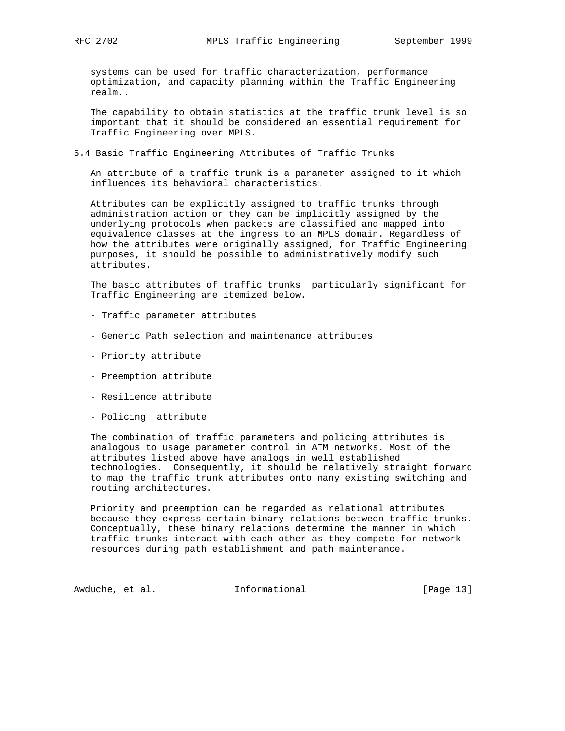systems can be used for traffic characterization, performance optimization, and capacity planning within the Traffic Engineering realm..

The capability to obtain statistics at the traffic trunk level is so important that it should be considered an essential requirement for Traffic Engineering over MPLS.

## 5.4 Basic Traffic Engineering Attributes of Traffic Trunks

An attribute of a traffic trunk is a parameter assigned to it which influences its behavioral characteristics.

Attributes can be explicitly assigned to traffic trunks through administration action or they can be implicitly assigned by the underlying protocols when packets are classified and mapped into equivalence classes at the ingress to an MPLS domain. Regardless of how the attributes were originally assigned, for Traffic Engineering purposes, it should be possible to administratively modify such attributes.

The basic attributes of traffic trunks particularly significant for Traffic Engineering are itemized below.

- Traffic parameter attributes

- Generic Path selection and maintenance attributes

- Priority attribute

- Preemption attribute

- Resilience attribute

- Policing attribute

The combination of traffic parameters and policing attributes is analogous to usage parameter control in ATM networks. Most of the attributes listed above have analogs in well established technologies. Consequently, it should be relatively straight forward to map the traffic trunk attributes onto many existing switching and routing architectures.

Priority and preemption can be regarded as relational attributes because they express certain binary relations between traffic trunks. Conceptually, these binary relations determine the manner in which traffic trunks interact with each other as they compete for network resources during path establishment and path maintenance.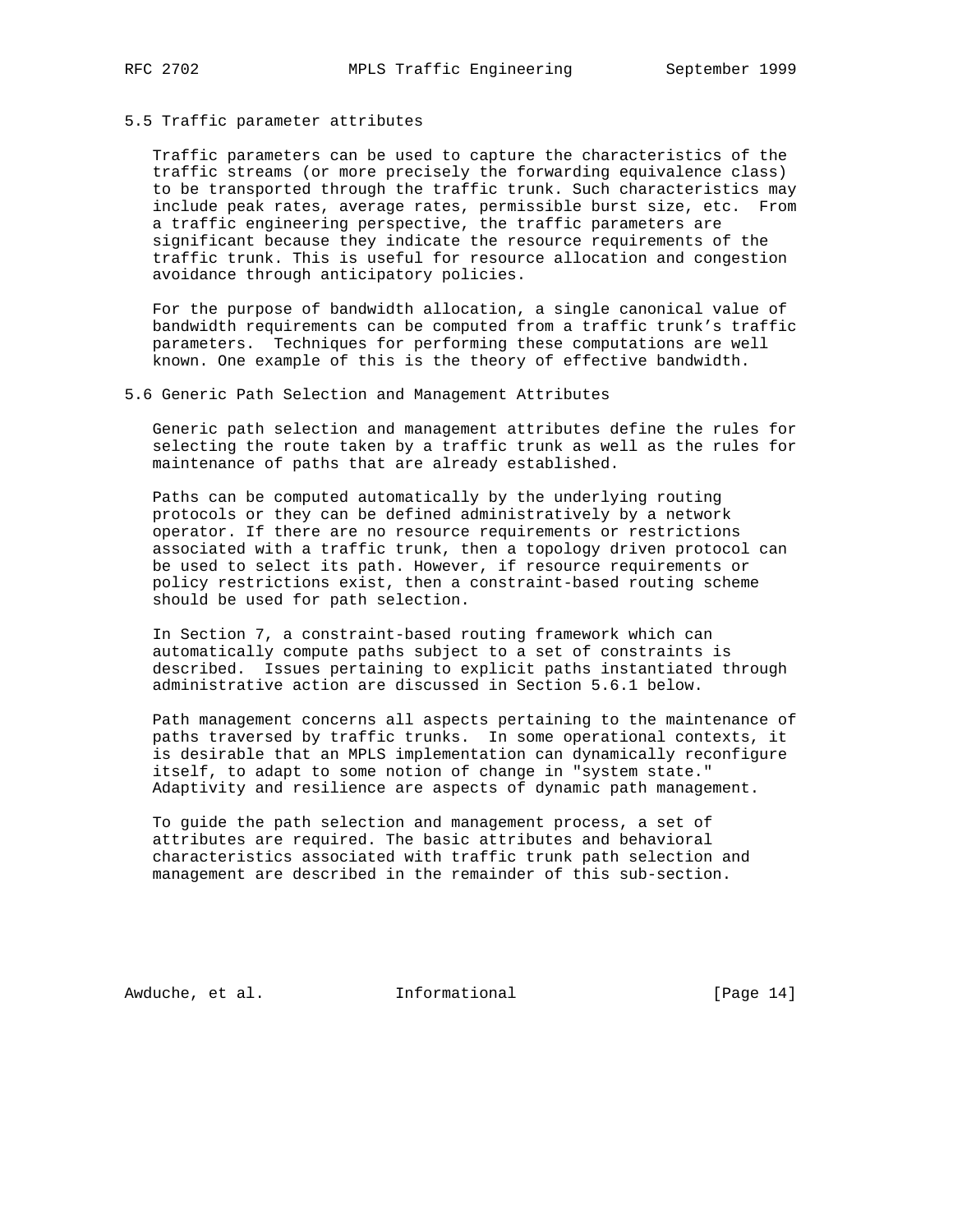## 5.5 Traffic parameter attributes

Traffic parameters can be used to capture the characteristics of the traffic streams (or more precisely the forwarding equivalence class) to be transported through the traffic trunk. Such characteristics may include peak rates, average rates, permissible burst size, etc. From a traffic engineering perspective, the traffic parameters are significant because they indicate the resource requirements of the traffic trunk. This is useful for resource allocation and congestion avoidance through anticipatory policies.

For the purpose of bandwidth allocation, a single canonical value of bandwidth requirements can be computed from a traffic trunk's traffic parameters. Techniques for performing these computations are well known. One example of this is the theory of effective bandwidth.

## 5.6 Generic Path Selection and Management Attributes

Generic path selection and management attributes define the rules for selecting the route taken by a traffic trunk as well as the rules for maintenance of paths that are already established.

Paths can be computed automatically by the underlying routing protocols or they can be defined administratively by a network operator. If there are no resource requirements or restrictions associated with a traffic trunk, then a topology driven protocol can be used to select its path. However, if resource requirements or policy restrictions exist, then a constraint-based routing scheme should be used for path selection.

In Section 7, a constraint-based routing framework which can automatically compute paths subject to a set of constraints is described. Issues pertaining to explicit paths instantiated through administrative action are discussed in Section 5.6.1 below.

Path management concerns all aspects pertaining to the maintenance of paths traversed by traffic trunks. In some operational contexts, it is desirable that an MPLS implementation can dynamically reconfigure itself, to adapt to some notion of change in "system state." Adaptivity and resilience are aspects of dynamic path management.

To guide the path selection and management process, a set of attributes are required. The basic attributes and behavioral characteristics associated with traffic trunk path selection and management are described in the remainder of this sub-section.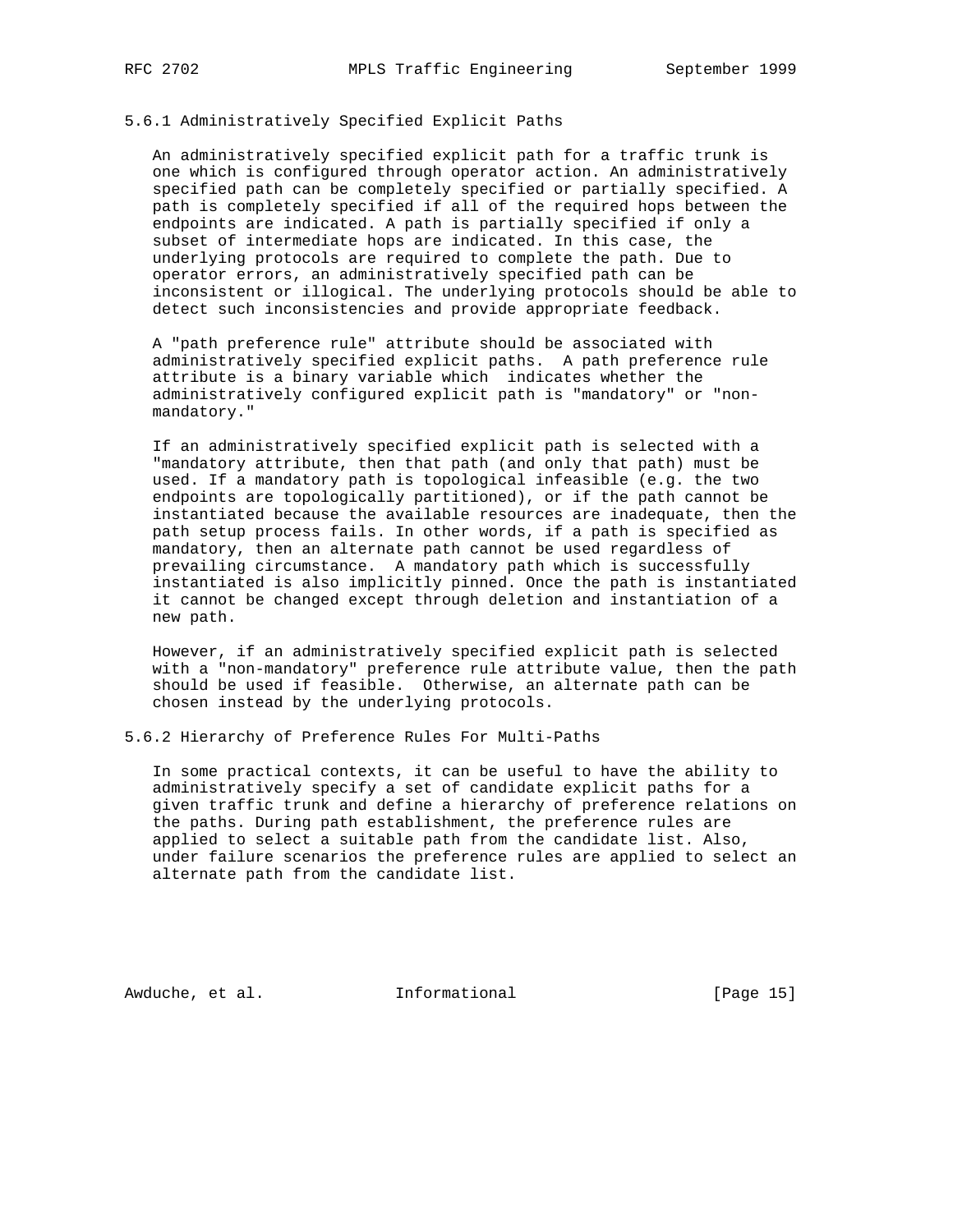### 5.6.1 Administratively Specified Explicit Paths

An administratively specified explicit path for a traffic trunk is one which is configured through operator action. An administratively specified path can be completely specified or partially specified. A path is completely specified if all of the required hops between the endpoints are indicated. A path is partially specified if only a subset of intermediate hops are indicated. In this case, the underlying protocols are required to complete the path. Due to operator errors, an administratively specified path can be inconsistent or illogical. The underlying protocols should be able to detect such inconsistencies and provide appropriate feedback.

A "path preference rule" attribute should be associated with administratively specified explicit paths. A path preference rule attribute is a binary variable which indicates whether the administratively configured explicit path is "mandatory" or "non-mandatory."

If an administratively specified explicit path is selected with a "mandatory attribute, then that path (and only that path) must be used. If a mandatory path is topological infeasible (e.g. the two endpoints are topologically partitioned), or if the path cannot be instantiated because the available resources are inadequate, then the path setup process fails. In other words, if a path is specified as mandatory, then an alternate path cannot be used regardless of prevailing circumstance. A mandatory path which is successfully instantiated is also implicitly pinned. Once the path is instantiated it cannot be changed except through deletion and instantiation of a new path.

However, if an administratively specified explicit path is selected with a "non-mandatory" preference rule attribute value, then the path should be used if feasible. Otherwise, an alternate path can be chosen instead by the underlying protocols.

### 5.6.2 Hierarchy of Preference Rules For Multi-Paths

In some practical contexts, it can be useful to have the ability to administratively specify a set of candidate explicit paths for a given traffic trunk and define a hierarchy of preference relations on the paths. During path establishment, the preference rules are applied to select a suitable path from the candidate list. Also, under failure scenarios the preference rules are applied to select an alternate path from the candidate list.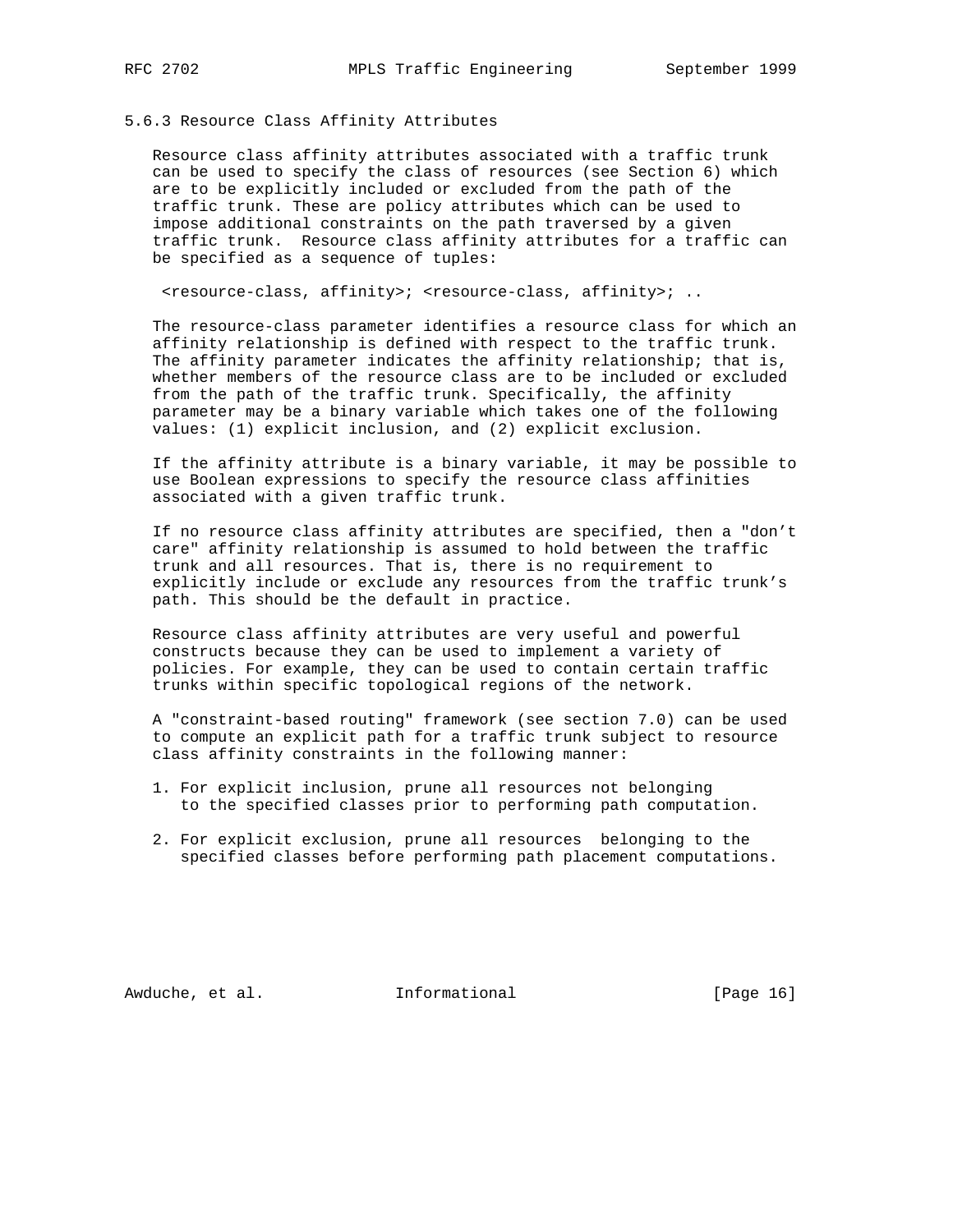### 5.6.3 Resource Class Affinity Attributes

Resource class affinity attributes associated with a traffic trunk can be used to specify the class of resources (see Section 6) which are to be explicitly included or excluded from the path of the traffic trunk. These are policy attributes which can be used to impose additional constraints on the path traversed by a given traffic trunk. Resource class affinity attributes for a traffic can be specified as a sequence of tuples:

```
 <resource-class, affinity>; <resource-class, affinity>; ..
```

The resource-class parameter identifies a resource class for which an affinity relationship is defined with respect to the traffic trunk. The affinity parameter indicates the affinity relationship; that is, whether members of the resource class are to be included or excluded from the path of the traffic trunk. Specifically, the affinity parameter may be a binary variable which takes one of the following values: (1) explicit inclusion, and (2) explicit exclusion.

If the affinity attribute is a binary variable, it may be possible to use Boolean expressions to specify the resource class affinities associated with a given traffic trunk.

If no resource class affinity attributes are specified, then a "don't care" affinity relationship is assumed to hold between the traffic trunk and all resources. That is, there is no requirement to explicitly include or exclude any resources from the traffic trunk's path. This should be the default in practice.

Resource class affinity attributes are very useful and powerful constructs because they can be used to implement a variety of policies. For example, they can be used to contain certain traffic trunks within specific topological regions of the network.

A "constraint-based routing" framework (see section 7.0) can be used to compute an explicit path for a traffic trunk subject to resource class affinity constraints in the following manner:

1. For explicit inclusion, prune all resources not belonging to the specified classes prior to performing path computation.

2. For explicit exclusion, prune all resources  belonging to the specified classes before performing path placement computations.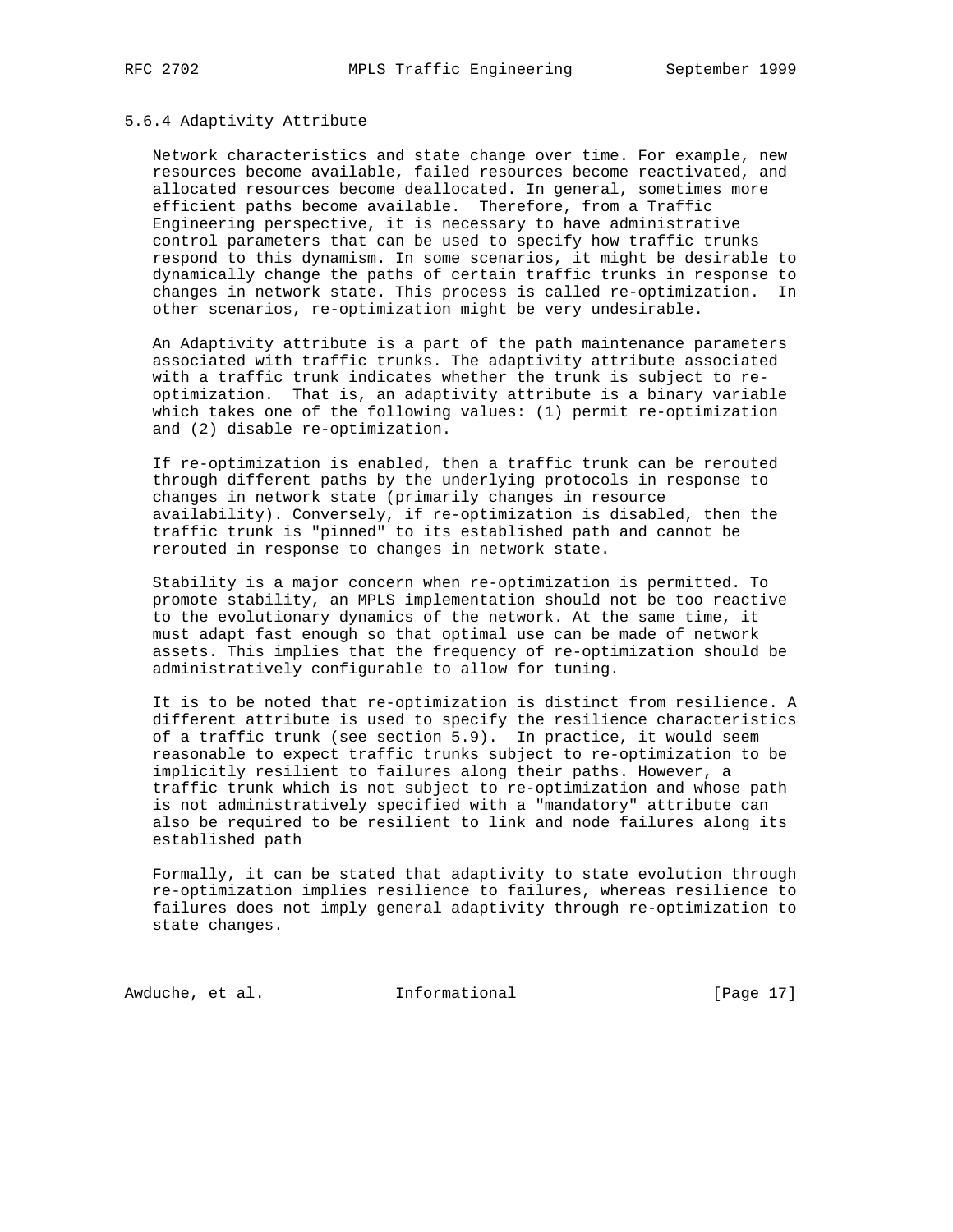### 5.6.4 Adaptivity Attribute

Network characteristics and state change over time. For example, new resources become available, failed resources become reactivated, and allocated resources become deallocated. In general, sometimes more efficient paths become available. Therefore, from a Traffic Engineering perspective, it is necessary to have administrative control parameters that can be used to specify how traffic trunks respond to this dynamism. In some scenarios, it might be desirable to dynamically change the paths of certain traffic trunks in response to changes in network state. This process is called re-optimization. In other scenarios, re-optimization might be very undesirable.

An Adaptivity attribute is a part of the path maintenance parameters associated with traffic trunks. The adaptivity attribute associated with a traffic trunk indicates whether the trunk is subject to re-optimization. That is, an adaptivity attribute is a binary variable which takes one of the following values: (1) permit re-optimization and (2) disable re-optimization.

If re-optimization is enabled, then a traffic trunk can be rerouted through different paths by the underlying protocols in response to changes in network state (primarily changes in resource availability). Conversely, if re-optimization is disabled, then the traffic trunk is "pinned" to its established path and cannot be rerouted in response to changes in network state.

Stability is a major concern when re-optimization is permitted. To promote stability, an MPLS implementation should not be too reactive to the evolutionary dynamics of the network. At the same time, it must adapt fast enough so that optimal use can be made of network assets. This implies that the frequency of re-optimization should be administratively configurable to allow for tuning.

It is to be noted that re-optimization is distinct from resilience. A different attribute is used to specify the resilience characteristics of a traffic trunk (see section 5.9). In practice, it would seem reasonable to expect traffic trunks subject to re-optimization to be implicitly resilient to failures along their paths. However, a traffic trunk which is not subject to re-optimization and whose path is not administratively specified with a "mandatory" attribute can also be required to be resilient to link and node failures along its established path

Formally, it can be stated that adaptivity to state evolution through re-optimization implies resilience to failures, whereas resilience to failures does not imply general adaptivity through re-optimization to state changes.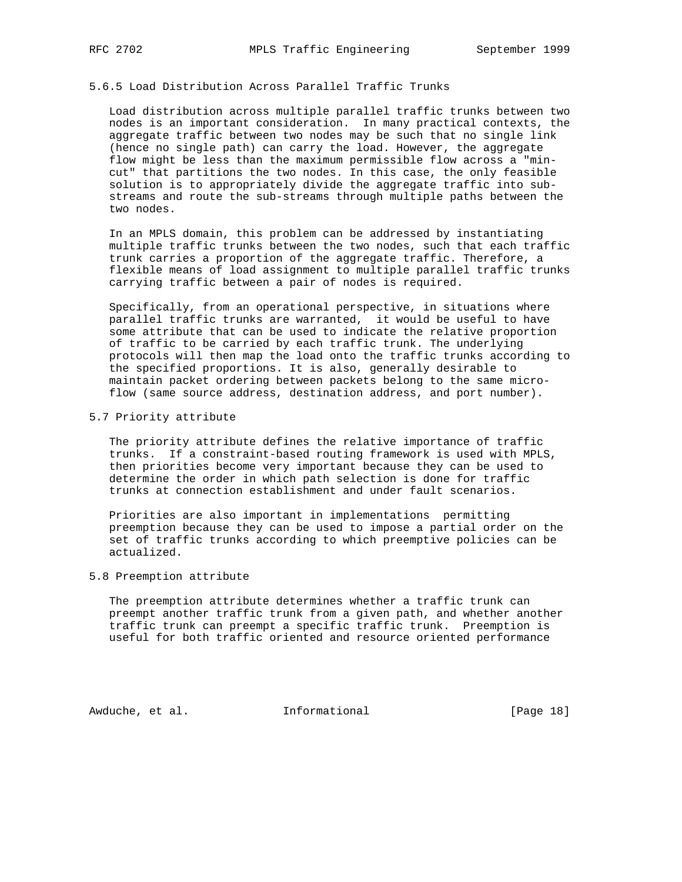### 5.6.5 Load Distribution Across Parallel Traffic Trunks

Load distribution across multiple parallel traffic trunks between two nodes is an important consideration. In many practical contexts, the aggregate traffic between two nodes may be such that no single link (hence no single path) can carry the load. However, the aggregate flow might be less than the maximum permissible flow across a "min-cut" that partitions the two nodes. In this case, the only feasible solution is to appropriately divide the aggregate traffic into sub-streams and route the sub-streams through multiple paths between the two nodes.

In an MPLS domain, this problem can be addressed by instantiating multiple traffic trunks between the two nodes, such that each traffic trunk carries a proportion of the aggregate traffic. Therefore, a flexible means of load assignment to multiple parallel traffic trunks carrying traffic between a pair of nodes is required.

Specifically, from an operational perspective, in situations where parallel traffic trunks are warranted, it would be useful to have some attribute that can be used to indicate the relative proportion of traffic to be carried by each traffic trunk. The underlying protocols will then map the load onto the traffic trunks according to the specified proportions. It is also, generally desirable to maintain packet ordering between packets belong to the same micro-flow (same source address, destination address, and port number).

## 5.7 Priority attribute

The priority attribute defines the relative importance of traffic trunks. If a constraint-based routing framework is used with MPLS, then priorities become very important because they can be used to determine the order in which path selection is done for traffic trunks at connection establishment and under fault scenarios.

Priorities are also important in implementations permitting preemption because they can be used to impose a partial order on the set of traffic trunks according to which preemptive policies can be actualized.

## 5.8 Preemption attribute

The preemption attribute determines whether a traffic trunk can preempt another traffic trunk from a given path, and whether another traffic trunk can preempt a specific traffic trunk. Preemption is useful for both traffic oriented and resource oriented performance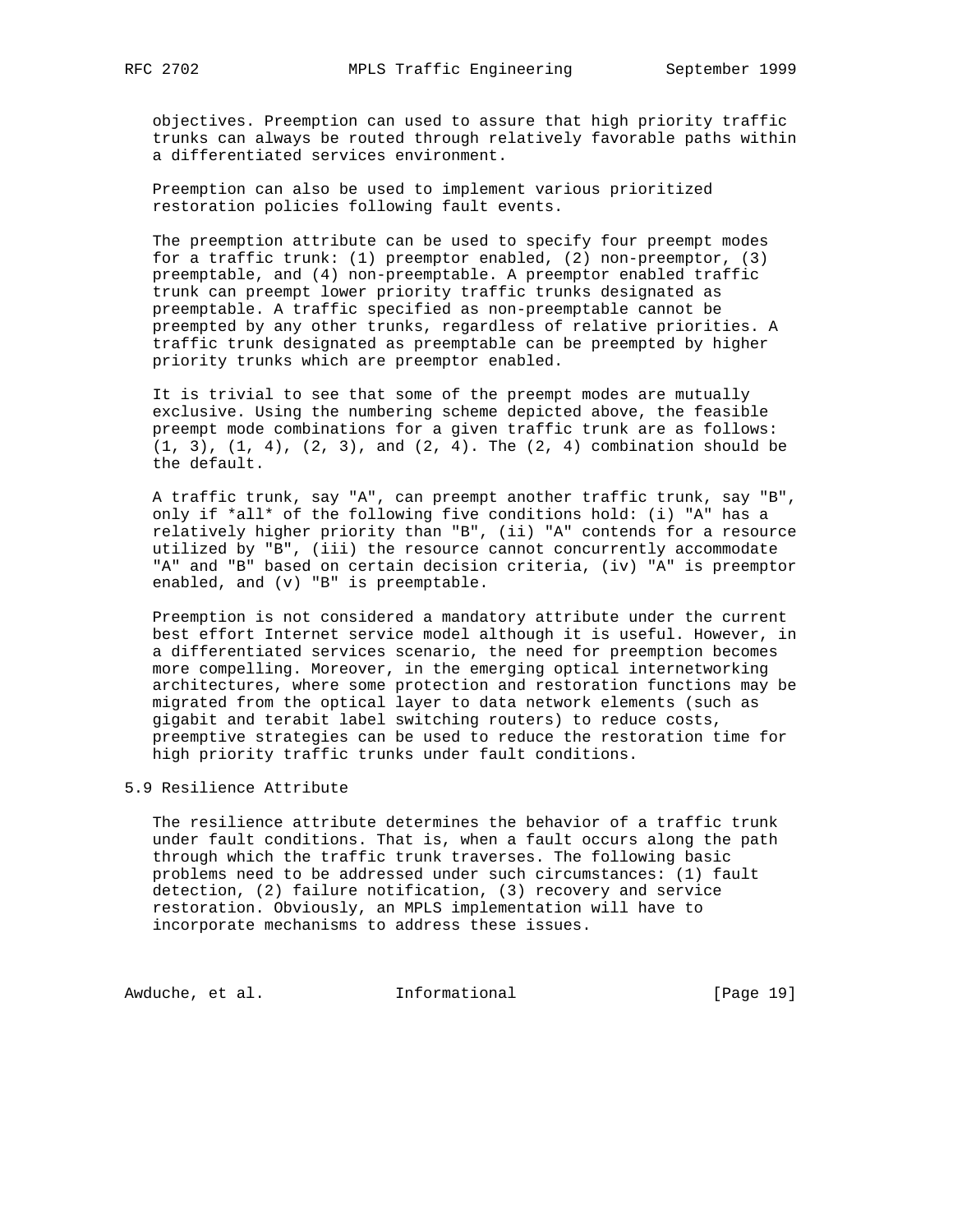objectives. Preemption can used to assure that high priority traffic trunks can always be routed through relatively favorable paths within a differentiated services environment.

Preemption can also be used to implement various prioritized restoration policies following fault events.

The preemption attribute can be used to specify four preempt modes for a traffic trunk: (1) preemptor enabled, (2) non-preemptor, (3) preemptable, and (4) non-preemptable. A preemptor enabled traffic trunk can preempt lower priority traffic trunks designated as preemptable. A traffic specified as non-preemptable cannot be preempted by any other trunks, regardless of relative priorities. A traffic trunk designated as preemptable can be preempted by higher priority trunks which are preemptor enabled.

It is trivial to see that some of the preempt modes are mutually exclusive. Using the numbering scheme depicted above, the feasible preempt mode combinations for a given traffic trunk are as follows: (1, 3), (1, 4), (2, 3), and (2, 4). The (2, 4) combination should be the default.

A traffic trunk, say "A", can preempt another traffic trunk, say "B", only if *all* of the following five conditions hold: (i) "A" has a relatively higher priority than "B", (ii) "A" contends for a resource utilized by "B", (iii) the resource cannot concurrently accommodate "A" and "B" based on certain decision criteria, (iv) "A" is preemptor enabled, and (v) "B" is preemptable.

Preemption is not considered a mandatory attribute under the current best effort Internet service model although it is useful. However, in a differentiated services scenario, the need for preemption becomes more compelling. Moreover, in the emerging optical internetworking architectures, where some protection and restoration functions may be migrated from the optical layer to data network elements (such as gigabit and terabit label switching routers) to reduce costs, preemptive strategies can be used to reduce the restoration time for high priority traffic trunks under fault conditions.

### 5.9 Resilience Attribute

The resilience attribute determines the behavior of a traffic trunk under fault conditions. That is, when a fault occurs along the path through which the traffic trunk traverses. The following basic problems need to be addressed under such circumstances: (1) fault detection, (2) failure notification, (3) recovery and service restoration. Obviously, an MPLS implementation will have to incorporate mechanisms to address these issues.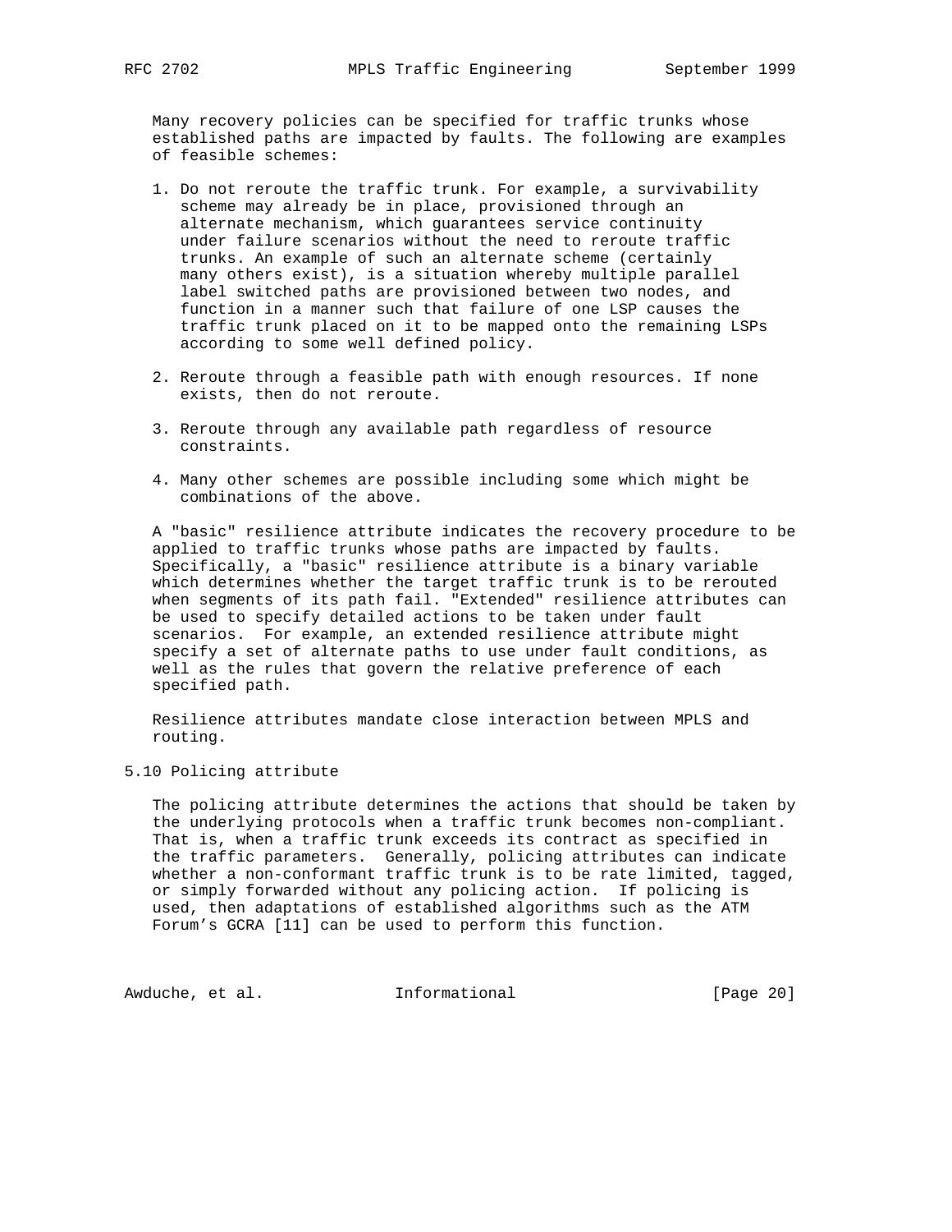Many recovery policies can be specified for traffic trunks whose established paths are impacted by faults. The following are examples of feasible schemes:

1. Do not reroute the traffic trunk. For example, a survivability scheme may already be in place, provisioned through an alternate mechanism, which guarantees service continuity under failure scenarios without the need to reroute traffic trunks. An example of such an alternate scheme (certainly many others exist), is a situation whereby multiple parallel label switched paths are provisioned between two nodes, and function in a manner such that failure of one LSP causes the traffic trunk placed on it to be mapped onto the remaining LSPs according to some well defined policy.

2. Reroute through a feasible path with enough resources. If none exists, then do not reroute.

3. Reroute through any available path regardless of resource constraints.

4. Many other schemes are possible including some which might be combinations of the above.

A "basic" resilience attribute indicates the recovery procedure to be applied to traffic trunks whose paths are impacted by faults. Specifically, a "basic" resilience attribute is a binary variable which determines whether the target traffic trunk is to be rerouted when segments of its path fail. "Extended" resilience attributes can be used to specify detailed actions to be taken under fault scenarios. For example, an extended resilience attribute might specify a set of alternate paths to use under fault conditions, as well as the rules that govern the relative preference of each specified path.

Resilience attributes mandate close interaction between MPLS and routing.

## 5.10 Policing attribute

The policing attribute determines the actions that should be taken by the underlying protocols when a traffic trunk becomes non-compliant. That is, when a traffic trunk exceeds its contract as specified in the traffic parameters. Generally, policing attributes can indicate whether a non-conformant traffic trunk is to be rate limited, tagged, or simply forwarded without any policing action. If policing is used, then adaptations of established algorithms such as the ATM Forum's GCRA [11] can be used to perform this function.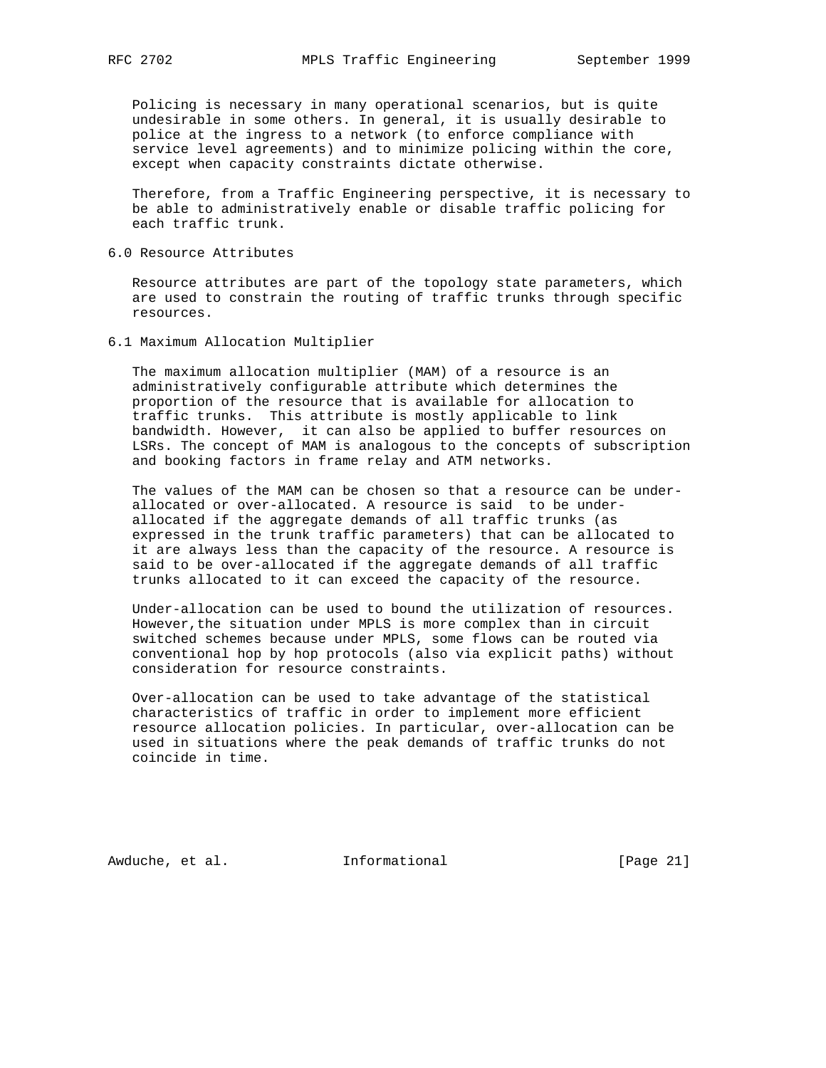Policing is necessary in many operational scenarios, but is quite undesirable in some others. In general, it is usually desirable to police at the ingress to a network (to enforce compliance with service level agreements) and to minimize policing within the core, except when capacity constraints dictate otherwise.

Therefore, from a Traffic Engineering perspective, it is necessary to be able to administratively enable or disable traffic policing for each traffic trunk.

## 6.0 Resource Attributes

Resource attributes are part of the topology state parameters, which are used to constrain the routing of traffic trunks through specific resources.

### 6.1 Maximum Allocation Multiplier

The maximum allocation multiplier (MAM) of a resource is an administratively configurable attribute which determines the proportion of the resource that is available for allocation to traffic trunks.  This attribute is mostly applicable to link bandwidth. However,  it can also be applied to buffer resources on LSRs. The concept of MAM is analogous to the concepts of subscription and booking factors in frame relay and ATM networks.

The values of the MAM can be chosen so that a resource can be under-allocated or over-allocated. A resource is said  to be under-allocated if the aggregate demands of all traffic trunks (as expressed in the trunk traffic parameters) that can be allocated to it are always less than the capacity of the resource. A resource is said to be over-allocated if the aggregate demands of all traffic trunks allocated to it can exceed the capacity of the resource.

Under-allocation can be used to bound the utilization of resources. However,the situation under MPLS is more complex than in circuit switched schemes because under MPLS, some flows can be routed via conventional hop by hop protocols (also via explicit paths) without consideration for resource constraints.

Over-allocation can be used to take advantage of the statistical characteristics of traffic in order to implement more efficient resource allocation policies. In particular, over-allocation can be used in situations where the peak demands of traffic trunks do not coincide in time.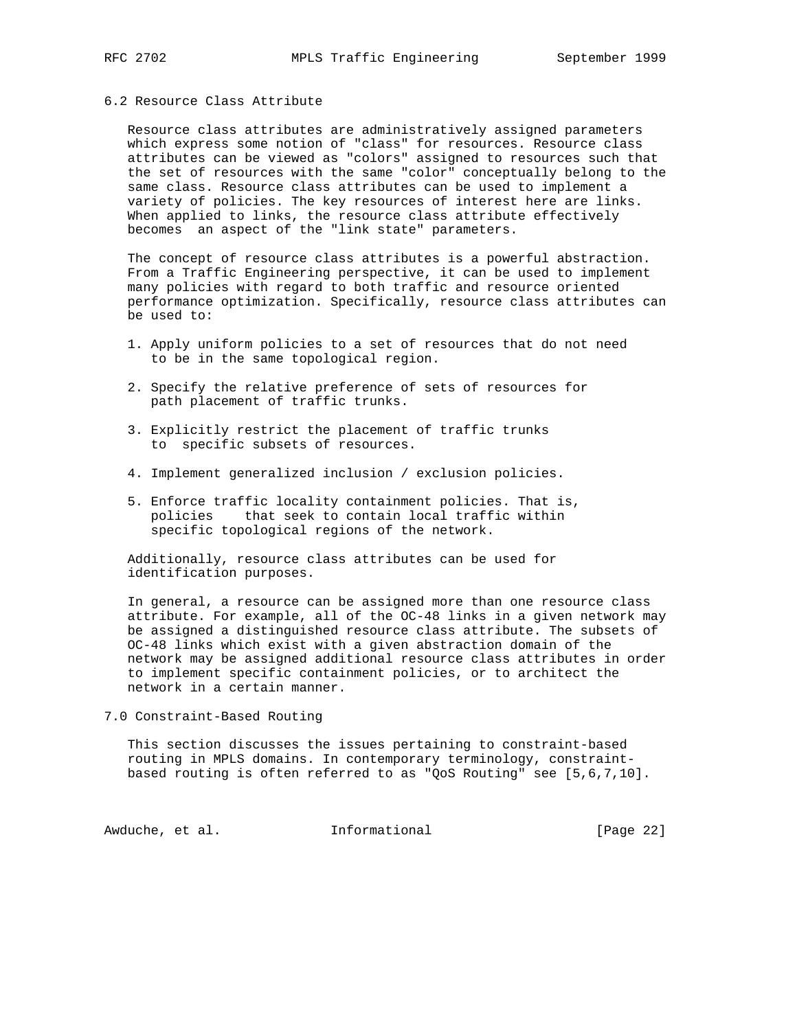## 6.2 Resource Class Attribute

Resource class attributes are administratively assigned parameters which express some notion of "class" for resources. Resource class attributes can be viewed as "colors" assigned to resources such that the set of resources with the same "color" conceptually belong to the same class. Resource class attributes can be used to implement a variety of policies. The key resources of interest here are links. When applied to links, the resource class attribute effectively becomes an aspect of the "link state" parameters.

The concept of resource class attributes is a powerful abstraction. From a Traffic Engineering perspective, it can be used to implement many policies with regard to both traffic and resource oriented performance optimization. Specifically, resource class attributes can be used to:

1. Apply uniform policies to a set of resources that do not need to be in the same topological region.
2. Specify the relative preference of sets of resources for path placement of traffic trunks.
3. Explicitly restrict the placement of traffic trunks to specific subsets of resources.
4. Implement generalized inclusion / exclusion policies.
5. Enforce traffic locality containment policies. That is, policies that seek to contain local traffic within specific topological regions of the network.

Additionally, resource class attributes can be used for identification purposes.

In general, a resource can be assigned more than one resource class attribute. For example, all of the OC-48 links in a given network may be assigned a distinguished resource class attribute. The subsets of OC-48 links which exist with a given abstraction domain of the network may be assigned additional resource class attributes in order to implement specific containment policies, or to architect the network in a certain manner.

## 7.0 Constraint-Based Routing

This section discusses the issues pertaining to constraint-based routing in MPLS domains. In contemporary terminology, constraint-based routing is often referred to as "QoS Routing" see [5,6,7,10].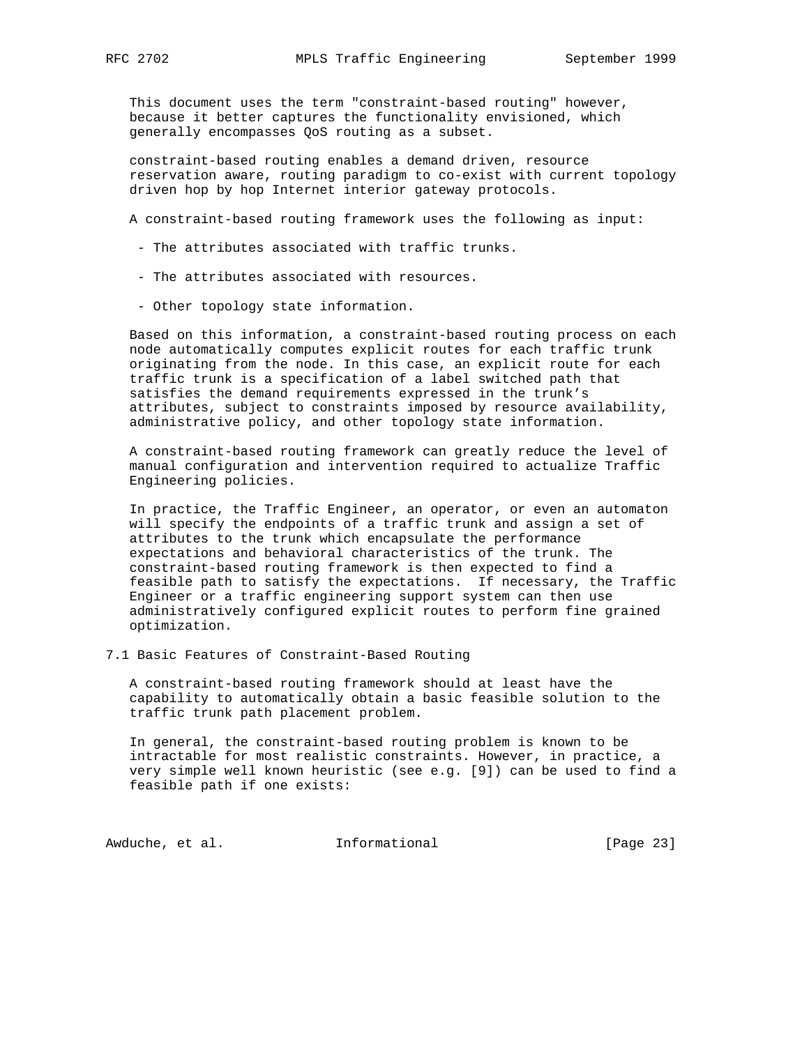This document uses the term "constraint-based routing" however, because it better captures the functionality envisioned, which generally encompasses QoS routing as a subset.

constraint-based routing enables a demand driven, resource reservation aware, routing paradigm to co-exist with current topology driven hop by hop Internet interior gateway protocols.

A constraint-based routing framework uses the following as input:

- The attributes associated with traffic trunks.
- The attributes associated with resources.
- Other topology state information.

Based on this information, a constraint-based routing process on each node automatically computes explicit routes for each traffic trunk originating from the node. In this case, an explicit route for each traffic trunk is a specification of a label switched path that satisfies the demand requirements expressed in the trunk's attributes, subject to constraints imposed by resource availability, administrative policy, and other topology state information.

A constraint-based routing framework can greatly reduce the level of manual configuration and intervention required to actualize Traffic Engineering policies.

In practice, the Traffic Engineer, an operator, or even an automaton will specify the endpoints of a traffic trunk and assign a set of attributes to the trunk which encapsulate the performance expectations and behavioral characteristics of the trunk. The constraint-based routing framework is then expected to find a feasible path to satisfy the expectations. If necessary, the Traffic Engineer or a traffic engineering support system can then use administratively configured explicit routes to perform fine grained optimization.

## 7.1 Basic Features of Constraint-Based Routing

A constraint-based routing framework should at least have the capability to automatically obtain a basic feasible solution to the traffic trunk path placement problem.

In general, the constraint-based routing problem is known to be intractable for most realistic constraints. However, in practice, a very simple well known heuristic (see e.g. [9]) can be used to find a feasible path if one exists: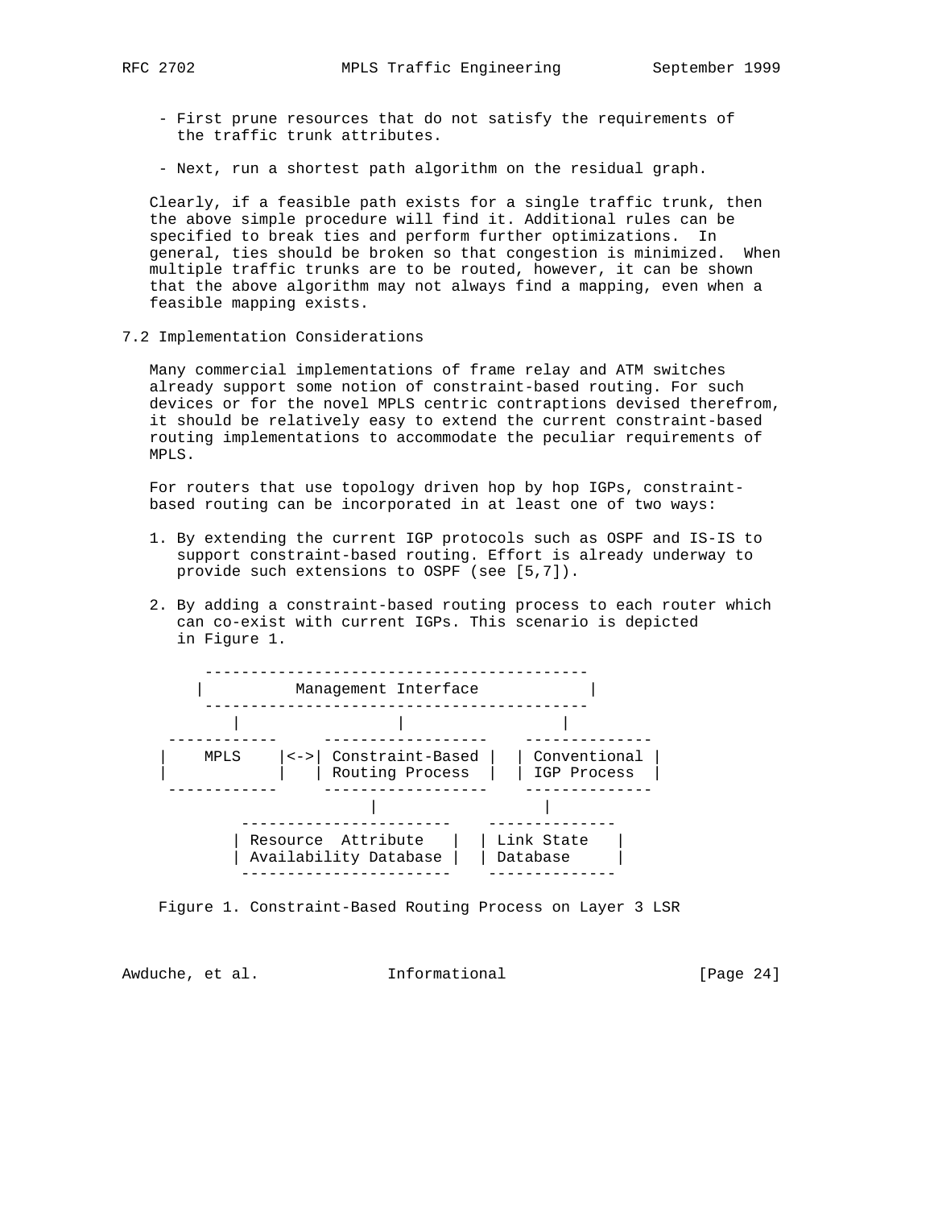- First prune resources that do not satisfy the requirements of the traffic trunk attributes.

- Next, run a shortest path algorithm on the residual graph.

Clearly, if a feasible path exists for a single traffic trunk, then the above simple procedure will find it. Additional rules can be specified to break ties and perform further optimizations. In general, ties should be broken so that congestion is minimized. When multiple traffic trunks are to be routed, however, it can be shown that the above algorithm may not always find a mapping, even when a feasible mapping exists.

## 7.2 Implementation Considerations

Many commercial implementations of frame relay and ATM switches already support some notion of constraint-based routing. For such devices or for the novel MPLS centric contraptions devised therefrom, it should be relatively easy to extend the current constraint-based routing implementations to accommodate the peculiar requirements of MPLS.

For routers that use topology driven hop by hop IGPs, constraint-based routing can be incorporated in at least one of two ways:

1. By extending the current IGP protocols such as OSPF and IS-IS to support constraint-based routing. Effort is already underway to provide such extensions to OSPF (see [5,7]).

2. By adding a constraint-based routing process to each router which can co-exist with current IGPs. This scenario is depicted in Figure 1.

```
      -----------------------------------------
     |          Management Interface           |
      -----------------------------------------
         |                |                |
  ------------     -----------------    -------------
 |    MPLS    |<->| Constraint-Based |  | Conventional |
 |            |   | Routing Process  |  | IGP Process  |
  ------------     -----------------    -------------
                          |                  |
          ----------------------    -------------
         | Resource  Attribute   |  | Link State   |
         | Availability Database |  | Database     |
          ----------------------    -------------
```

Figure 1. Constraint-Based Routing Process on Layer 3 LSR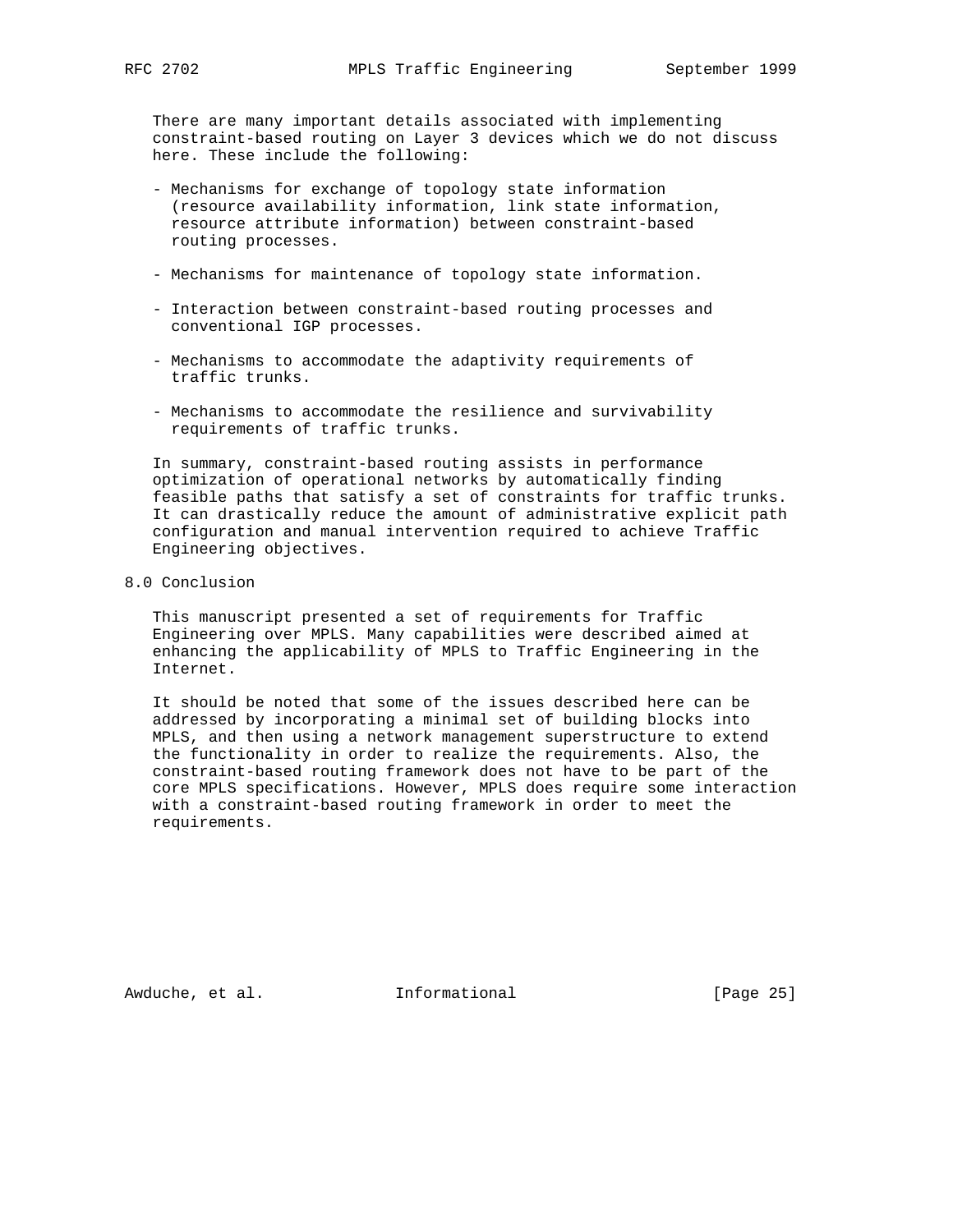There are many important details associated with implementing constraint-based routing on Layer 3 devices which we do not discuss here. These include the following:

- Mechanisms for exchange of topology state information (resource availability information, link state information, resource attribute information) between constraint-based routing processes.

- Mechanisms for maintenance of topology state information.

- Interaction between constraint-based routing processes and conventional IGP processes.

- Mechanisms to accommodate the adaptivity requirements of traffic trunks.

- Mechanisms to accommodate the resilience and survivability requirements of traffic trunks.

In summary, constraint-based routing assists in performance optimization of operational networks by automatically finding feasible paths that satisfy a set of constraints for traffic trunks. It can drastically reduce the amount of administrative explicit path configuration and manual intervention required to achieve Traffic Engineering objectives.

## 8.0 Conclusion

This manuscript presented a set of requirements for Traffic Engineering over MPLS. Many capabilities were described aimed at enhancing the applicability of MPLS to Traffic Engineering in the Internet.

It should be noted that some of the issues described here can be addressed by incorporating a minimal set of building blocks into MPLS, and then using a network management superstructure to extend the functionality in order to realize the requirements. Also, the constraint-based routing framework does not have to be part of the core MPLS specifications. However, MPLS does require some interaction with a constraint-based routing framework in order to meet the requirements.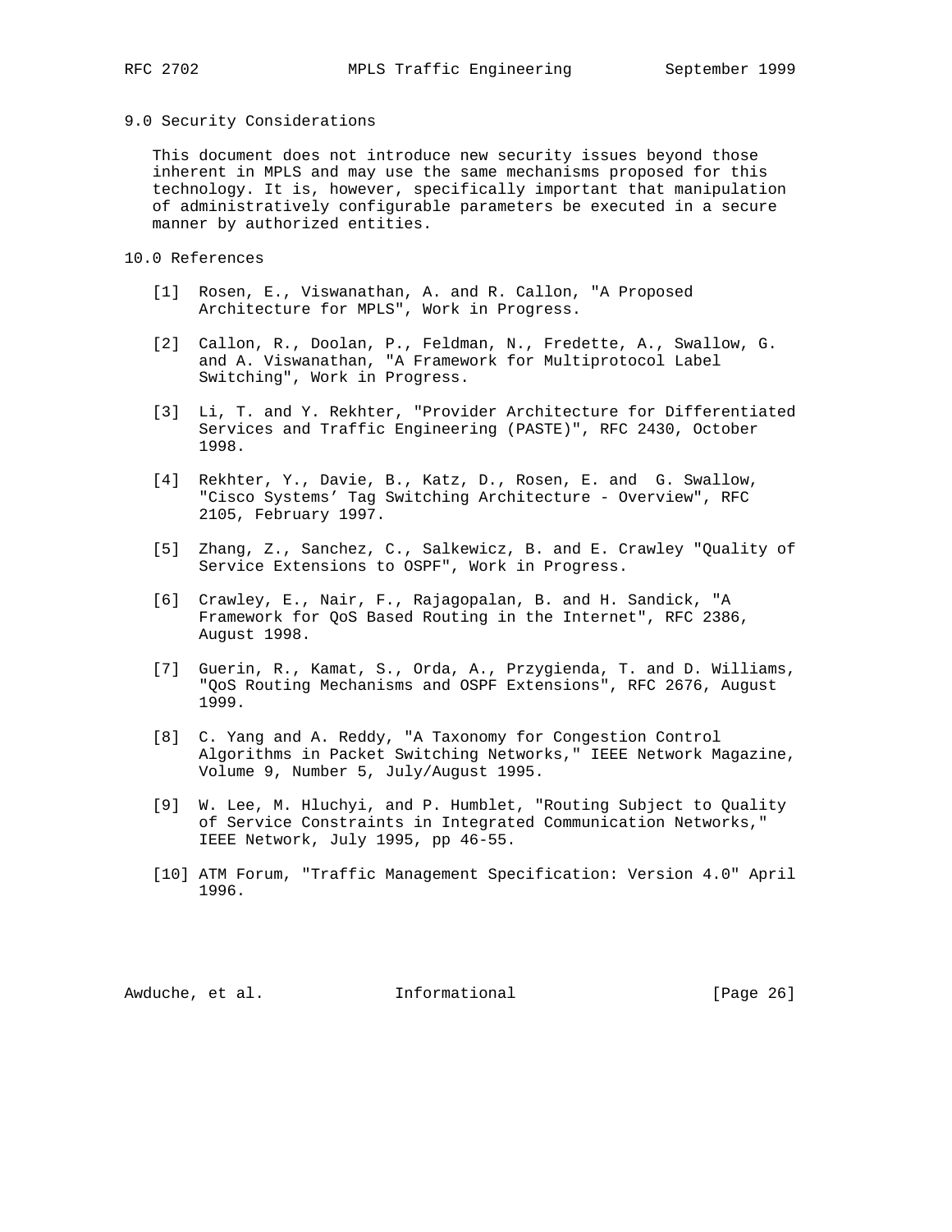## 9.0 Security Considerations

This document does not introduce new security issues beyond those inherent in MPLS and may use the same mechanisms proposed for this technology. It is, however, specifically important that manipulation of administratively configurable parameters be executed in a secure manner by authorized entities.

## 10.0 References

[1] Rosen, E., Viswanathan, A. and R. Callon, "A Proposed Architecture for MPLS", Work in Progress.

[2] Callon, R., Doolan, P., Feldman, N., Fredette, A., Swallow, G. and A. Viswanathan, "A Framework for Multiprotocol Label Switching", Work in Progress.

[3] Li, T. and Y. Rekhter, "Provider Architecture for Differentiated Services and Traffic Engineering (PASTE)", RFC 2430, October 1998.

[4] Rekhter, Y., Davie, B., Katz, D., Rosen, E. and G. Swallow, "Cisco Systems' Tag Switching Architecture - Overview", RFC 2105, February 1997.

[5] Zhang, Z., Sanchez, C., Salkewicz, B. and E. Crawley "Quality of Service Extensions to OSPF", Work in Progress.

[6] Crawley, E., Nair, F., Rajagopalan, B. and H. Sandick, "A Framework for QoS Based Routing in the Internet", RFC 2386, August 1998.

[7] Guerin, R., Kamat, S., Orda, A., Przygienda, T. and D. Williams, "QoS Routing Mechanisms and OSPF Extensions", RFC 2676, August 1999.

[8] C. Yang and A. Reddy, "A Taxonomy for Congestion Control Algorithms in Packet Switching Networks," IEEE Network Magazine, Volume 9, Number 5, July/August 1995.

[9] W. Lee, M. Hluchyi, and P. Humblet, "Routing Subject to Quality of Service Constraints in Integrated Communication Networks," IEEE Network, July 1995, pp 46-55.

[10] ATM Forum, "Traffic Management Specification: Version 4.0" April 1996.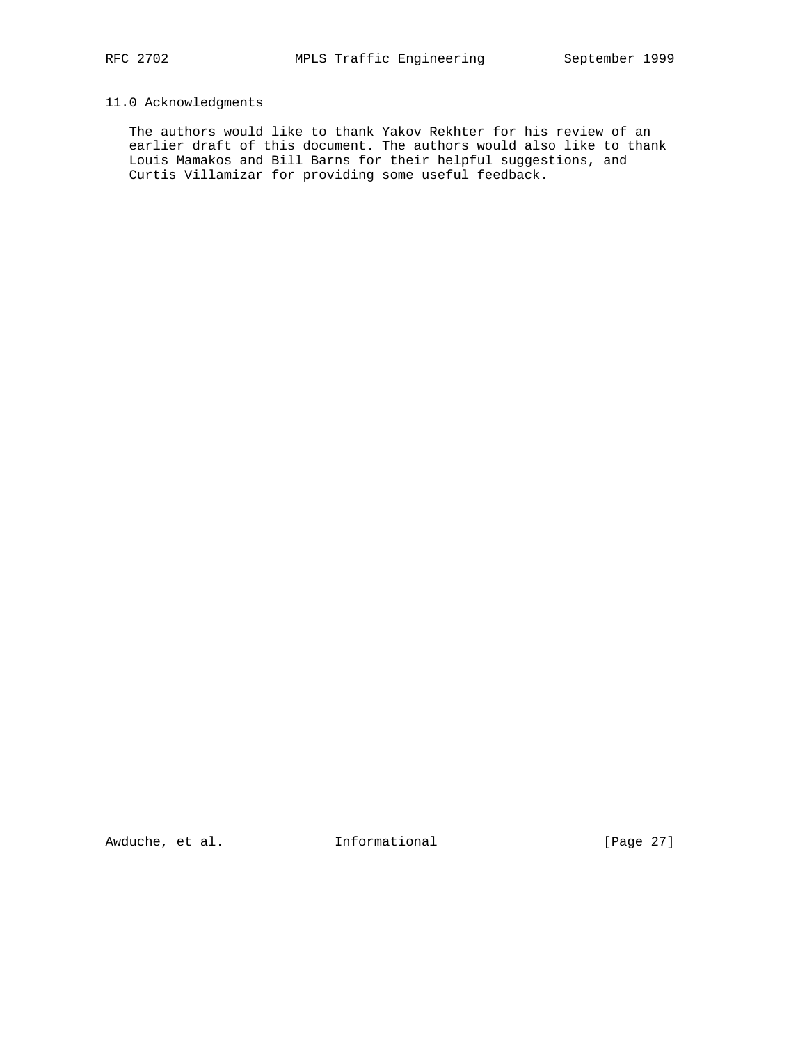## 11.0 Acknowledgments

The authors would like to thank Yakov Rekhter for his review of an earlier draft of this document. The authors would also like to thank Louis Mamakos and Bill Barns for their helpful suggestions, and Curtis Villamizar for providing some useful feedback.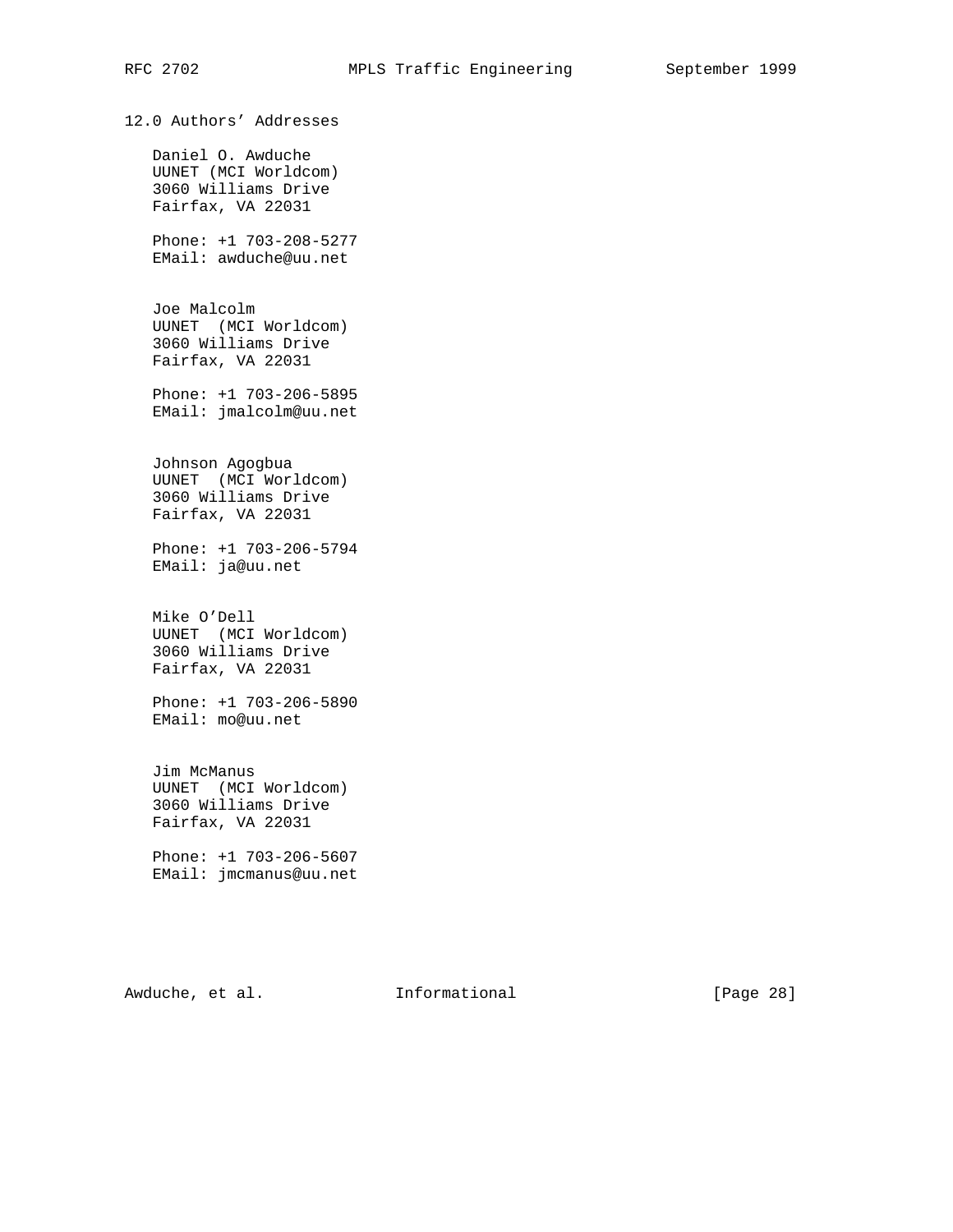## 12.0 Authors' Addresses

Daniel O. Awduche
UUNET (MCI Worldcom)
3060 Williams Drive
Fairfax, VA 22031

Phone: +1 703-208-5277
EMail: awduche@uu.net

Joe Malcolm
UUNET (MCI Worldcom)
3060 Williams Drive
Fairfax, VA 22031

Phone: +1 703-206-5895
EMail: jmalcolm@uu.net

Johnson Agogbua
UUNET (MCI Worldcom)
3060 Williams Drive
Fairfax, VA 22031

Phone: +1 703-206-5794
EMail: ja@uu.net

Mike O'Dell
UUNET (MCI Worldcom)
3060 Williams Drive
Fairfax, VA 22031

Phone: +1 703-206-5890
EMail: mo@uu.net

Jim McManus
UUNET (MCI Worldcom)
3060 Williams Drive
Fairfax, VA 22031

Phone: +1 703-206-5607
EMail: jmcmanus@uu.net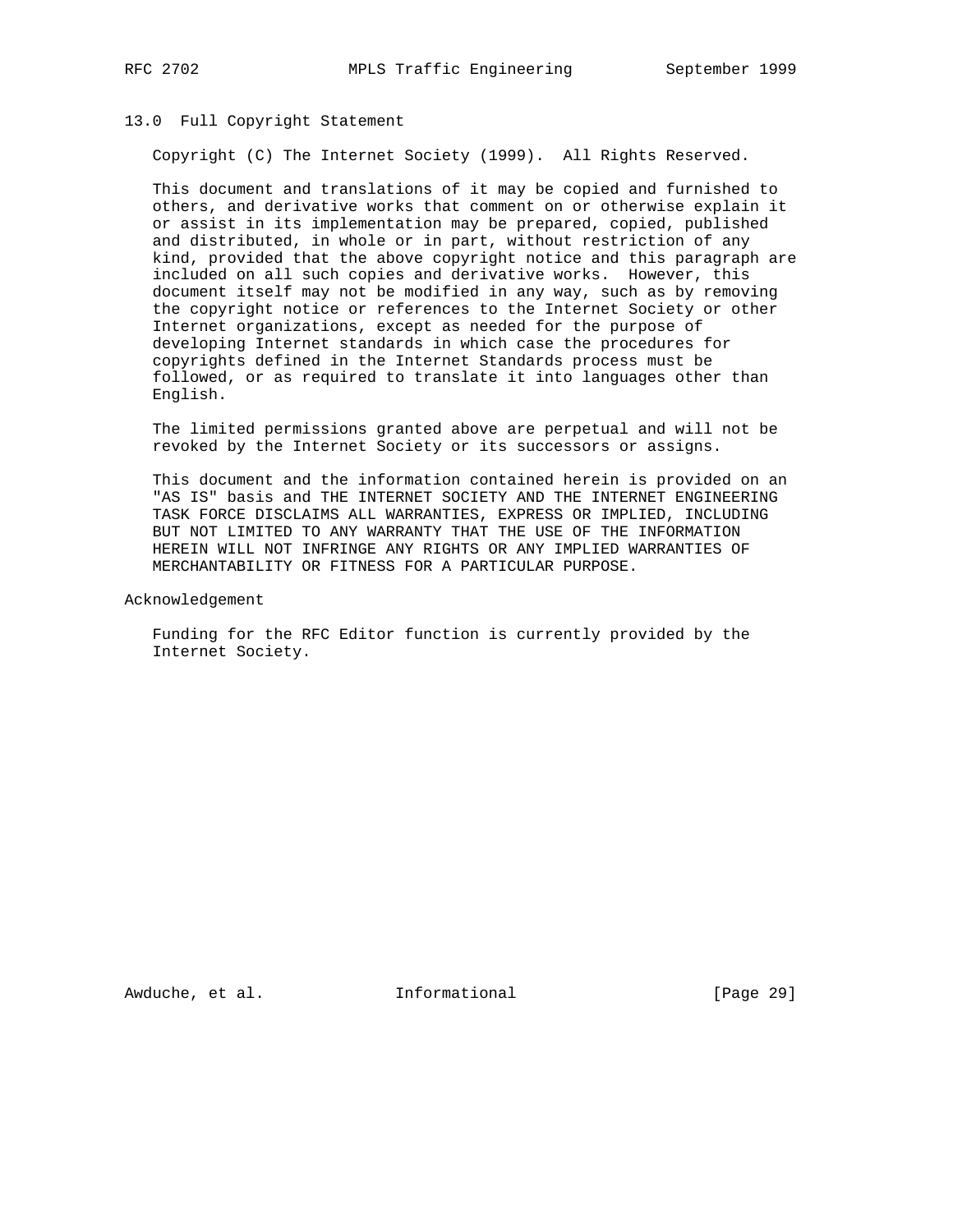## 13.0 Full Copyright Statement

Copyright (C) The Internet Society (1999). All Rights Reserved.

This document and translations of it may be copied and furnished to others, and derivative works that comment on or otherwise explain it or assist in its implementation may be prepared, copied, published and distributed, in whole or in part, without restriction of any kind, provided that the above copyright notice and this paragraph are included on all such copies and derivative works. However, this document itself may not be modified in any way, such as by removing the copyright notice or references to the Internet Society or other Internet organizations, except as needed for the purpose of developing Internet standards in which case the procedures for copyrights defined in the Internet Standards process must be followed, or as required to translate it into languages other than English.

The limited permissions granted above are perpetual and will not be revoked by the Internet Society or its successors or assigns.

This document and the information contained herein is provided on an "AS IS" basis and THE INTERNET SOCIETY AND THE INTERNET ENGINEERING TASK FORCE DISCLAIMS ALL WARRANTIES, EXPRESS OR IMPLIED, INCLUDING BUT NOT LIMITED TO ANY WARRANTY THAT THE USE OF THE INFORMATION HEREIN WILL NOT INFRINGE ANY RIGHTS OR ANY IMPLIED WARRANTIES OF MERCHANTABILITY OR FITNESS FOR A PARTICULAR PURPOSE.

## Acknowledgement

Funding for the RFC Editor function is currently provided by the Internet Society.